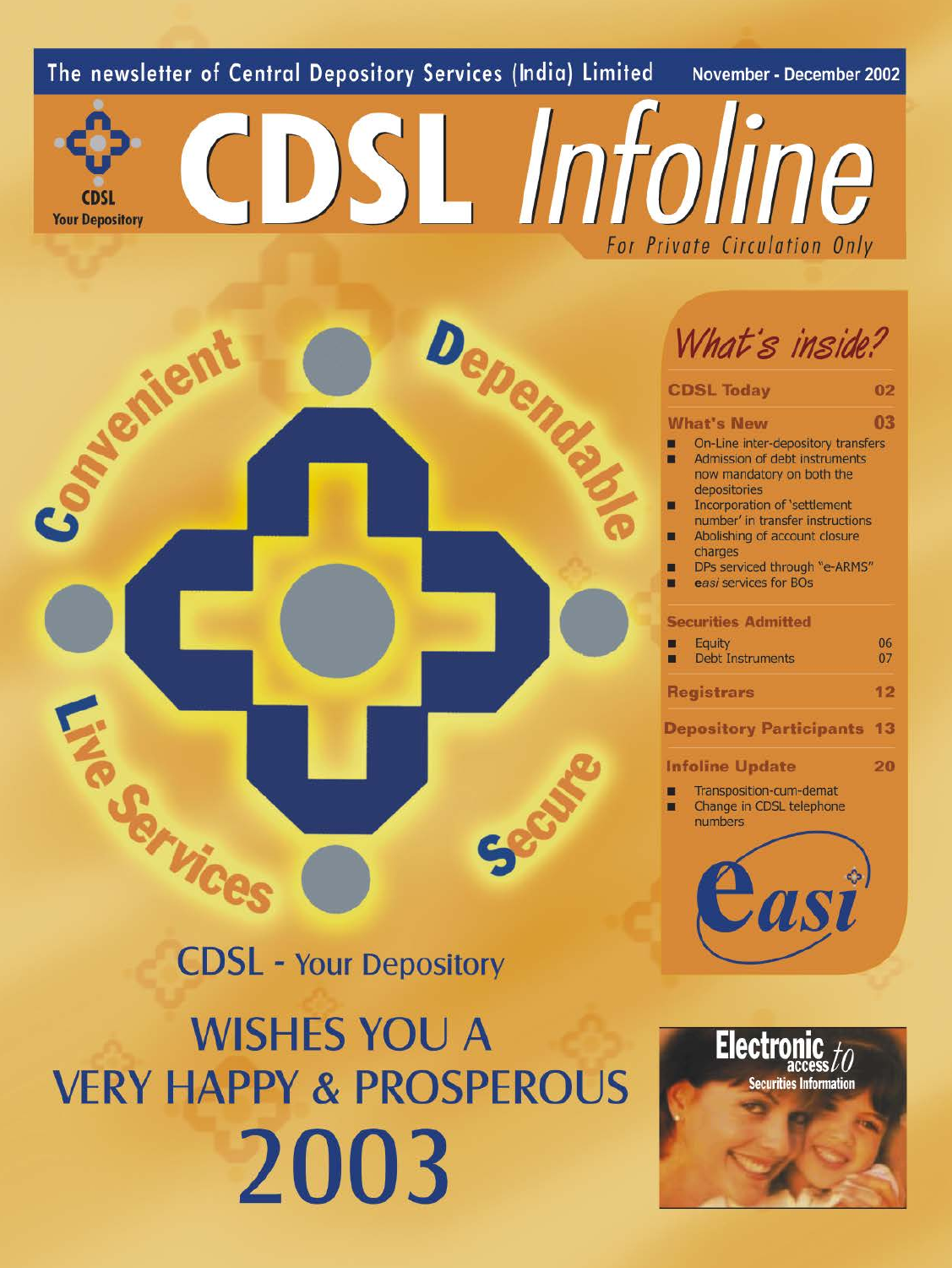The newsletter of Central Depository Services (India) Limited

November - December 2002

CDSL
Your Depository

# CDSL *Infoline*

For Private Circulation Only

Convenient · Dependable · Live Services · Secure

## *What's inside?*

| | |
|---|---|
| **CDSL Today** | **02** |
| **What's New** | **03** |
| ■ On-Line inter-depository transfers | |
| ■ Admission of debt instruments now mandatory on both the depositories | |
| ■ Incorporation of 'settlement number' in transfer instructions | |
| ■ Abolishing of account closure charges | |
| ■ DPs serviced through "e-ARMS" | |
| ■ *easi* services for BOs | |
| **Securities Admitted** | |
| ■ Equity | 06 |
| ■ Debt Instruments | 07 |
| **Registrars** | **12** |
| **Depository Participants** | **13** |
| **Infoline Update** | **20** |
| ■ Transposition-cum-demat | |
| ■ Change in CDSL telephone numbers | |

*easi*

CDSL - Your Depository

WISHES YOU A
VERY HAPPY & PROSPEROUS
2003

Electronic access *to* Securities Information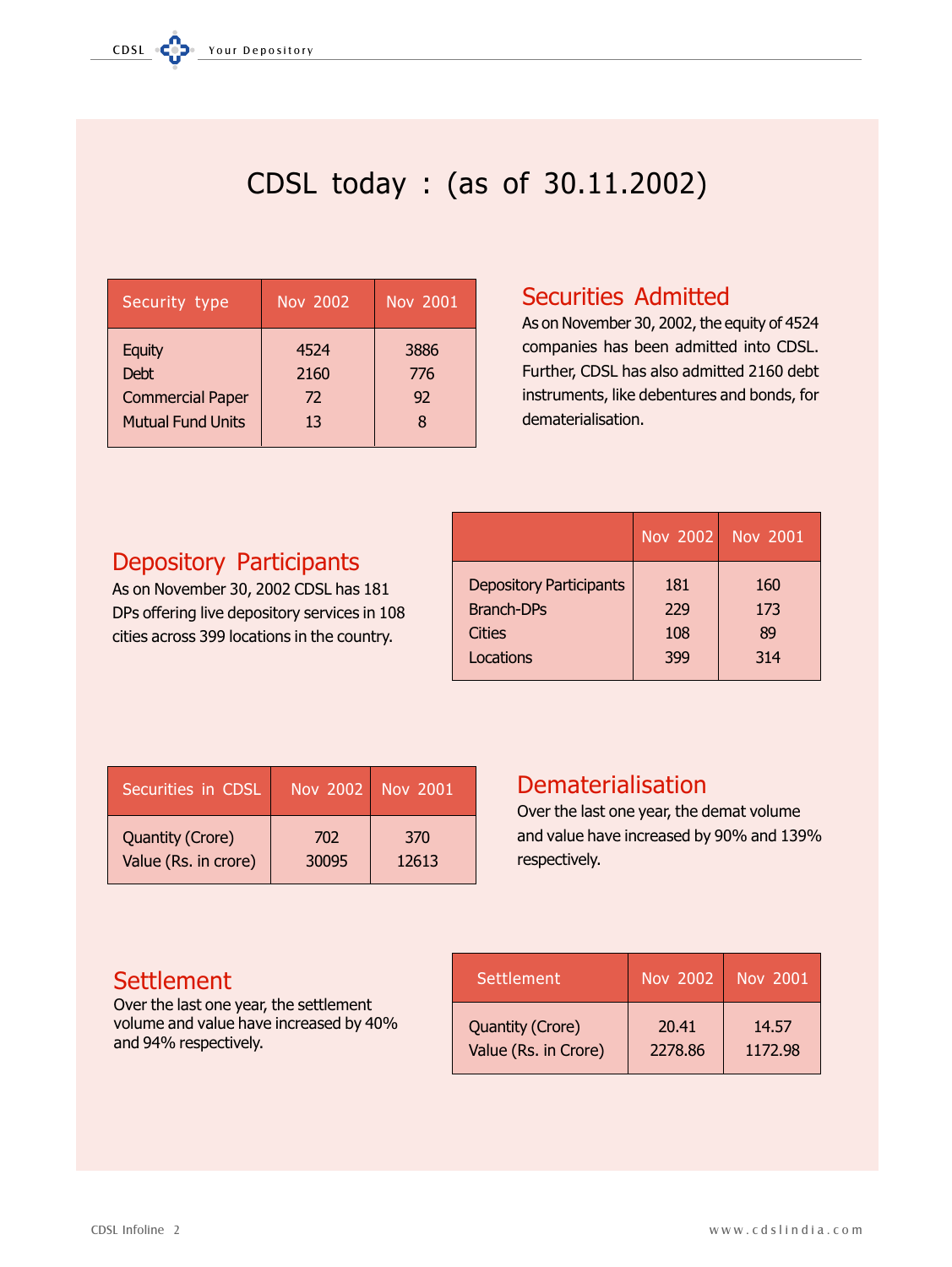# CDSL today : (as of 30.11.2002)

| Security type | Nov 2002 | Nov 2001 |
|---|---|---|
| Equity | 4524 | 3886 |
| Debt | 2160 | 776 |
| Commercial Paper | 72 | 92 |
| Mutual Fund Units | 13 | 8 |

## Securities Admitted

As on November 30, 2002, the equity of 4524 companies has been admitted into CDSL. Further, CDSL has also admitted 2160 debt instruments, like debentures and bonds, for dematerialisation.

## Depository Participants

As on November 30, 2002 CDSL has 181 DPs offering live depository services in 108 cities across 399 locations in the country.

| | Nov 2002 | Nov 2001 |
|---|---|---|
| Depository Participants | 181 | 160 |
| Branch-DPs | 229 | 173 |
| Cities | 108 | 89 |
| Locations | 399 | 314 |

| Securities in CDSL | Nov 2002 | Nov 2001 |
|---|---|---|
| Quantity (Crore) | 702 | 370 |
| Value (Rs. in crore) | 30095 | 12613 |

## Dematerialisation

Over the last one year, the demat volume and value have increased by 90% and 139% respectively.

## Settlement

Over the last one year, the settlement volume and value have increased by 40% and 94% respectively.

| Settlement | Nov 2002 | Nov 2001 |
|---|---|---|
| Quantity (Crore) | 20.41 | 14.57 |
| Value (Rs. in Crore) | 2278.86 | 1172.98 |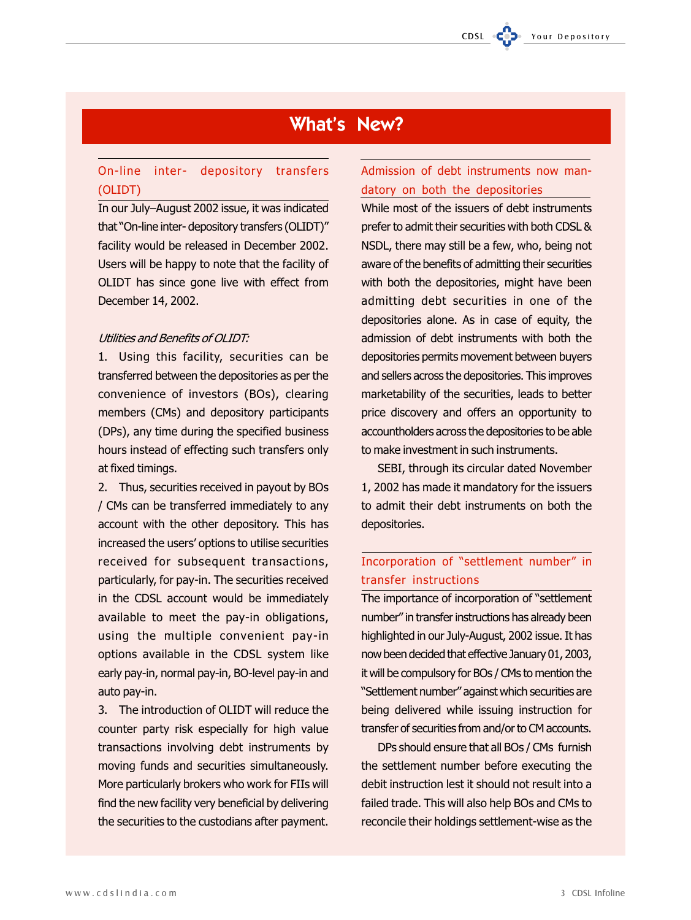# What's New?

## On-line inter- depository transfers (OLIDT)

In our July–August 2002 issue, it was indicated that "On-line inter- depository transfers (OLIDT)" facility would be released in December 2002. Users will be happy to note that the facility of OLIDT has since gone live with effect from December 14, 2002.

*Utilities and Benefits of OLIDT:*

1. Using this facility, securities can be transferred between the depositories as per the convenience of investors (BOs), clearing members (CMs) and depository participants (DPs), any time during the specified business hours instead of effecting such transfers only at fixed timings.
2. Thus, securities received in payout by BOs / CMs can be transferred immediately to any account with the other depository. This has increased the users' options to utilise securities received for subsequent transactions, particularly, for pay-in. The securities received in the CDSL account would be immediately available to meet the pay-in obligations, using the multiple convenient pay-in options available in the CDSL system like early pay-in, normal pay-in, BO-level pay-in and auto pay-in.
3. The introduction of OLIDT will reduce the counter party risk especially for high value transactions involving debt instruments by moving funds and securities simultaneously. More particularly brokers who work for FIIs will find the new facility very beneficial by delivering the securities to the custodians after payment.

## Admission of debt instruments now mandatory on both the depositories

While most of the issuers of debt instruments prefer to admit their securities with both CDSL & NSDL, there may still be a few, who, being not aware of the benefits of admitting their securities with both the depositories, might have been admitting debt securities in one of the depositories alone. As in case of equity, the admission of debt instruments with both the depositories permits movement between buyers and sellers across the depositories. This improves marketability of the securities, leads to better price discovery and offers an opportunity to accountholders across the depositories to be able to make investment in such instruments.

SEBI, through its circular dated November 1, 2002 has made it mandatory for the issuers to admit their debt instruments on both the depositories.

## Incorporation of "settlement number" in transfer instructions

The importance of incorporation of "settlement number" in transfer instructions has already been highlighted in our July-August, 2002 issue. It has now been decided that effective January 01, 2003, it will be compulsory for BOs / CMs to mention the "Settlement number" against which securities are being delivered while issuing instruction for transfer of securities from and/or to CM accounts.

DPs should ensure that all BOs / CMs furnish the settlement number before executing the debit instruction lest it should not result into a failed trade. This will also help BOs and CMs to reconcile their holdings settlement-wise as the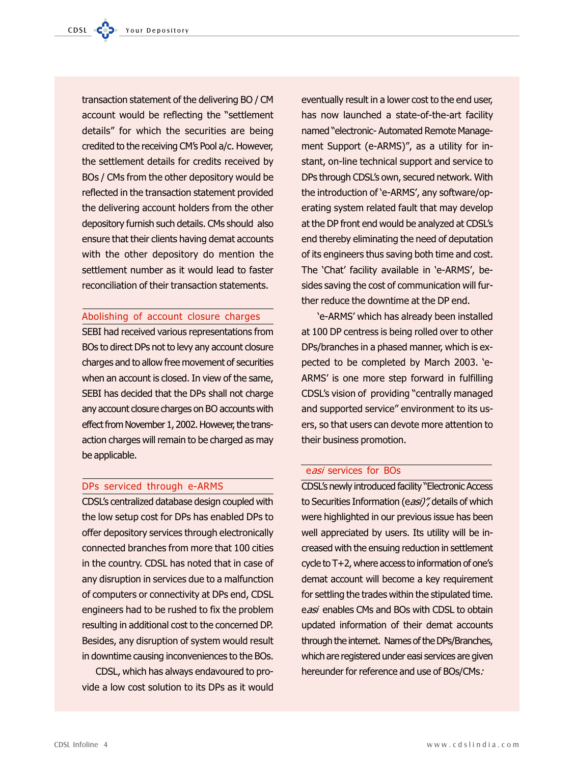transaction statement of the delivering BO / CM account would be reflecting the "settlement details" for which the securities are being credited to the receiving CM's Pool a/c. However, the settlement details for credits received by BOs / CMs from the other depository would be reflected in the transaction statement provided the delivering account holders from the other depository furnish such details. CMs should also ensure that their clients having demat accounts with the other depository do mention the settlement number as it would lead to faster reconciliation of their transaction statements.

## Abolishing of account closure charges

SEBI had received various representations from BOs to direct DPs not to levy any account closure charges and to allow free movement of securities when an account is closed. In view of the same, SEBI has decided that the DPs shall not charge any account closure charges on BO accounts with effect from November 1, 2002. However, the transaction charges will remain to be charged as may be applicable.

## DPs serviced through e-ARMS

CDSL's centralized database design coupled with the low setup cost for DPs has enabled DPs to offer depository services through electronically connected branches from more that 100 cities in the country. CDSL has noted that in case of any disruption in services due to a malfunction of computers or connectivity at DPs end, CDSL engineers had to be rushed to fix the problem resulting in additional cost to the concerned DP. Besides, any disruption of system would result in downtime causing inconveniences to the BOs.

CDSL, which has always endavoured to provide a low cost solution to its DPs as it would eventually result in a lower cost to the end user, has now launched a state-of-the-art facility named "electronic- Automated Remote Management Support (e-ARMS)", as a utility for instant, on-line technical support and service to DPs through CDSL's own, secured network. With the introduction of 'e-ARMS', any software/operating system related fault that may develop at the DP front end would be analyzed at CDSL's end thereby eliminating the need of deputation of its engineers thus saving both time and cost. The 'Chat' facility available in 'e-ARMS', besides saving the cost of communication will further reduce the downtime at the DP end.

'e-ARMS' which has already been installed at 100 DP centress is being rolled over to other DPs/branches in a phased manner, which is expected to be completed by March 2003. 'e-ARMS' is one more step forward in fulfilling CDSL's vision of providing "centrally managed and supported service" environment to its users, so that users can devote more attention to their business promotion.

## e*asi* services for BOs

CDSL's newly introduced facility "Electronic Access to Securities Information (e*asi*)", details of which were highlighted in our previous issue has been well appreciated by users. Its utility will be increased with the ensuing reduction in settlement cycle to T+2, where access to information of one's demat account will become a key requirement for settling the trades within the stipulated time. e*asi* enables CMs and BOs with CDSL to obtain updated information of their demat accounts through the internet. Names of the DPs/Branches, which are registered under easi services are given hereunder for reference and use of BOs/CMs: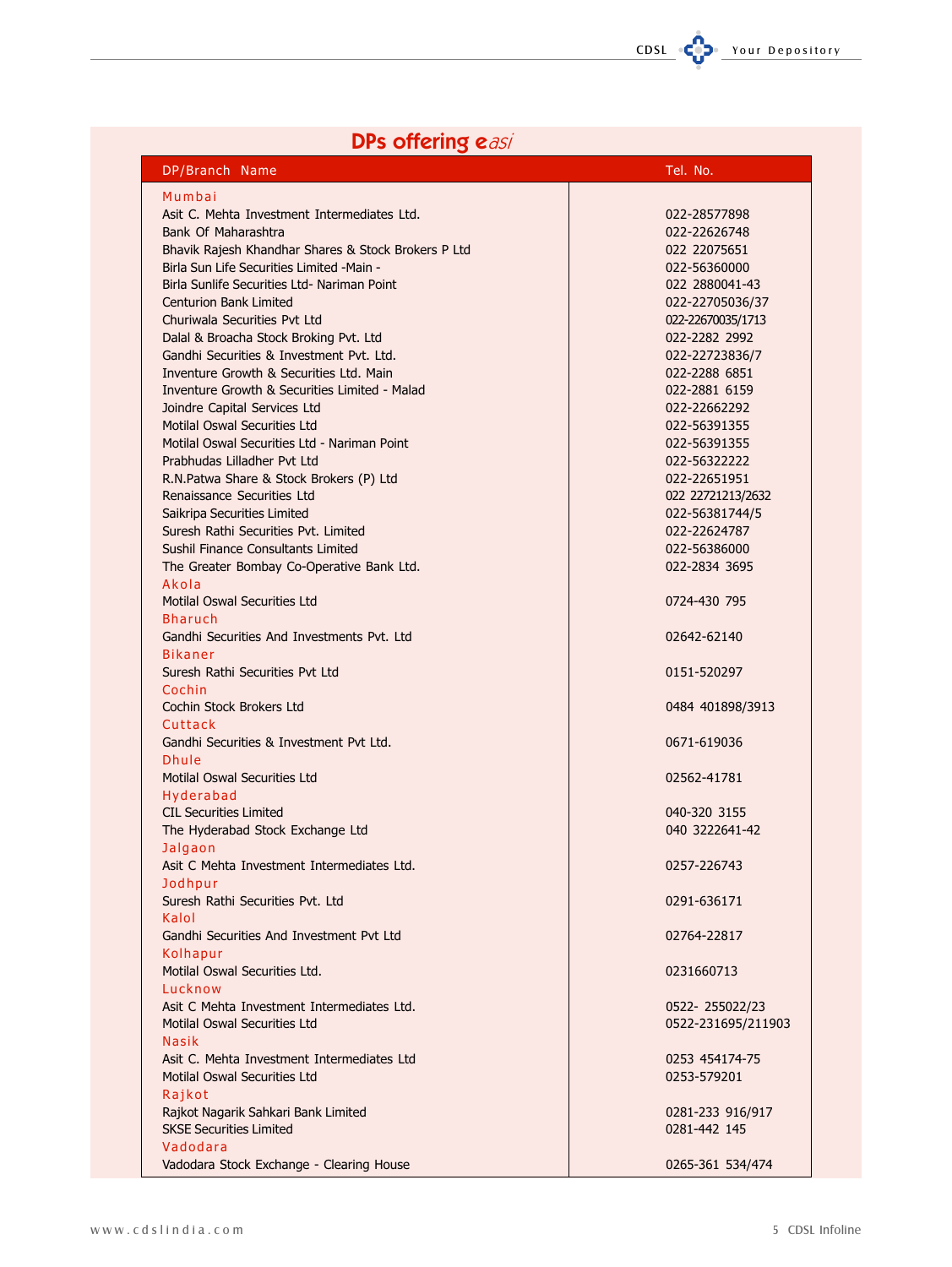## DPs offering *easi*

| DP/Branch Name | Tel. No. |
|---|---|
| **Mumbai** | |
| Asit C. Mehta Investment Intermediates Ltd. | 022-28577898 |
| Bank Of Maharashtra | 022-22626748 |
| Bhavik Rajesh Khandhar Shares & Stock Brokers P Ltd | 022 22075651 |
| Birla Sun Life Securities Limited -Main - | 022-56360000 |
| Birla Sunlife Securities Ltd- Nariman Point | 022 2880041-43 |
| Centurion Bank Limited | 022-22705036/37 |
| Churiwala Securities Pvt Ltd | 022-22670035/1713 |
| Dalal & Broacha Stock Broking Pvt. Ltd | 022-2282 2992 |
| Gandhi Securities & Investment Pvt. Ltd. | 022-22723836/7 |
| Inventure Growth & Securities Ltd. Main | 022-2288 6851 |
| Inventure Growth & Securities Limited - Malad | 022-2881 6159 |
| Joindre Capital Services Ltd | 022-22662292 |
| Motilal Oswal Securities Ltd | 022-56391355 |
| Motilal Oswal Securities Ltd - Nariman Point | 022-56391355 |
| Prabhudas Lilladher Pvt Ltd | 022-56322222 |
| R.N.Patwa Share & Stock Brokers (P) Ltd | 022-22651951 |
| Renaissance Securities Ltd | 022 22721213/2632 |
| Saikripa Securities Limited | 022-56381744/5 |
| Suresh Rathi Securities Pvt. Limited | 022-22624787 |
| Sushil Finance Consultants Limited | 022-56386000 |
| The Greater Bombay Co-Operative Bank Ltd. | 022-2834 3695 |
| **Akola** | |
| Motilal Oswal Securities Ltd | 0724-430 795 |
| **Bharuch** | |
| Gandhi Securities And Investments Pvt. Ltd | 02642-62140 |
| **Bikaner** | |
| Suresh Rathi Securities Pvt Ltd | 0151-520297 |
| **Cochin** | |
| Cochin Stock Brokers Ltd | 0484 401898/3913 |
| **Cuttack** | |
| Gandhi Securities & Investment Pvt Ltd. | 0671-619036 |
| **Dhule** | |
| Motilal Oswal Securities Ltd | 02562-41781 |
| **Hyderabad** | |
| CIL Securities Limited | 040-320 3155 |
| The Hyderabad Stock Exchange Ltd | 040 3222641-42 |
| **Jalgaon** | |
| Asit C Mehta Investment Intermediates Ltd. | 0257-226743 |
| **Jodhpur** | |
| Suresh Rathi Securities Pvt. Ltd | 0291-636171 |
| **Kalol** | |
| Gandhi Securities And Investment Pvt Ltd | 02764-22817 |
| **Kolhapur** | |
| Motilal Oswal Securities Ltd. | 0231660713 |
| **Lucknow** | |
| Asit C Mehta Investment Intermediates Ltd. | 0522- 255022/23 |
| Motilal Oswal Securities Ltd | 0522-231695/211903 |
| **Nasik** | |
| Asit C. Mehta Investment Intermediates Ltd | 0253 454174-75 |
| Motilal Oswal Securities Ltd | 0253-579201 |
| **Rajkot** | |
| Rajkot Nagarik Sahkari Bank Limited | 0281-233 916/917 |
| SKSE Securities Limited | 0281-442 145 |
| **Vadodara** | |
| Vadodara Stock Exchange - Clearing House | 0265-361 534/474 |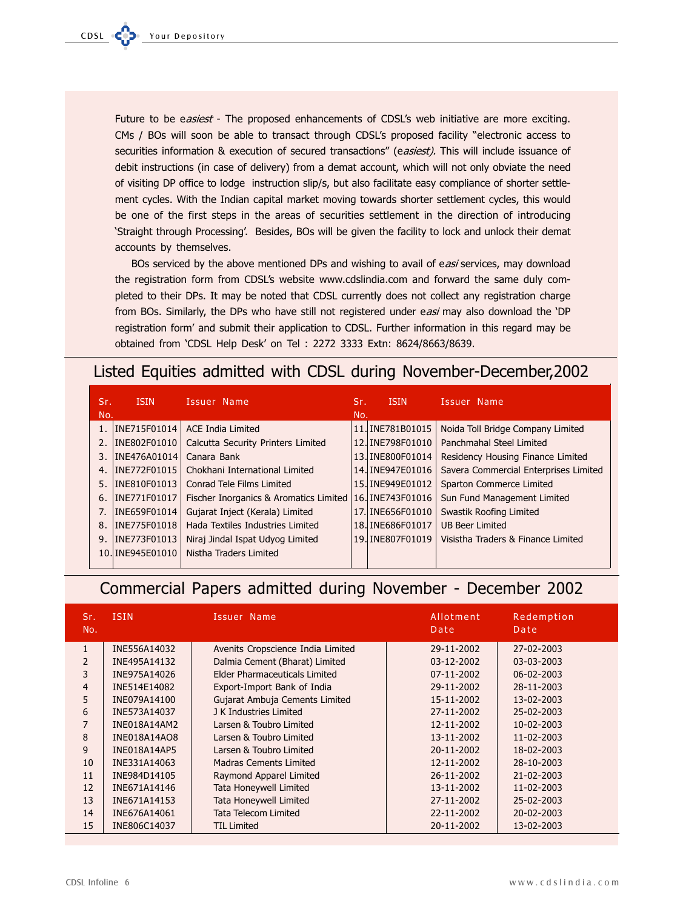Future to be e*asiest* - The proposed enhancements of CDSL's web initiative are more exciting. CMs / BOs will soon be able to transact through CDSL's proposed facility "electronic access to securities information & execution of secured transactions" (e*asiest).* This will include issuance of debit instructions (in case of delivery) from a demat account, which will not only obviate the need of visiting DP office to lodge instruction slip/s, but also facilitate easy compliance of shorter settlement cycles. With the Indian capital market moving towards shorter settlement cycles, this would be one of the first steps in the areas of securities settlement in the direction of introducing 'Straight through Processing'. Besides, BOs will be given the facility to lock and unlock their demat accounts by themselves.

BOs serviced by the above mentioned DPs and wishing to avail of e*asi* services, may download the registration form from CDSL's website www.cdslindia.com and forward the same duly completed to their DPs. It may be noted that CDSL currently does not collect any registration charge from BOs. Similarly, the DPs who have still not registered under e*asi* may also download the 'DP registration form' and submit their application to CDSL. Further information in this regard may be obtained from 'CDSL Help Desk' on Tel : 2272 3333 Extn: 8624/8663/8639.

## Listed Equities admitted with CDSL during November-December,2002

| Sr. No. | ISIN | Issuer Name | Sr. No. | ISIN | Issuer Name |
|---|---|---|---|---|---|
| 1. | INE715F01014 | ACE India Limited | 11. | INE781B01015 | Noida Toll Bridge Company Limited |
| 2. | INE802F01010 | Calcutta Security Printers Limited | 12. | INE798F01010 | Panchmahal Steel Limited |
| 3. | INE476A01014 | Canara Bank | 13. | INE800F01014 | Residency Housing Finance Limited |
| 4. | INE772F01015 | Chokhani International Limited | 14. | INE947E01016 | Savera Commercial Enterprises Limited |
| 5. | INE810F01013 | Conrad Tele Films Limited | 15. | INE949E01012 | Sparton Commerce Limited |
| 6. | INE771F01017 | Fischer Inorganics & Aromatics Limited | 16. | INE743F01016 | Sun Fund Management Limited |
| 7. | INE659F01014 | Gujarat Inject (Kerala) Limited | 17. | INE656F01010 | Swastik Roofing Limited |
| 8. | INE775F01018 | Hada Textiles Industries Limited | 18. | INE686F01017 | UB Beer Limited |
| 9. | INE773F01013 | Niraj Jindal Ispat Udyog Limited | 19. | INE807F01019 | Visistha Traders & Finance Limited |
| 10. | INE945E01010 | Nistha Traders Limited | | | |

## Commercial Papers admitted during November - December 2002

| Sr. No. | ISIN | Issuer Name | Allotment Date | Redemption Date |
|---|---|---|---|---|
| 1 | INE556A14032 | Avenits Cropscience India Limited | 29-11-2002 | 27-02-2003 |
| 2 | INE495A14132 | Dalmia Cement (Bharat) Limited | 03-12-2002 | 03-03-2003 |
| 3 | INE975A14026 | Elder Pharmaceuticals Limited | 07-11-2002 | 06-02-2003 |
| 4 | INE514E14082 | Export-Import Bank of India | 29-11-2002 | 28-11-2003 |
| 5 | INE079A14100 | Gujarat Ambuja Cements Limited | 15-11-2002 | 13-02-2003 |
| 6 | INE573A14037 | J K Industries Limited | 27-11-2002 | 25-02-2003 |
| 7 | INE018A14AM2 | Larsen & Toubro Limited | 12-11-2002 | 10-02-2003 |
| 8 | INE018A14AO8 | Larsen & Toubro Limited | 13-11-2002 | 11-02-2003 |
| 9 | INE018A14AP5 | Larsen & Toubro Limited | 20-11-2002 | 18-02-2003 |
| 10 | INE331A14063 | Madras Cements Limited | 12-11-2002 | 28-10-2003 |
| 11 | INE984D14105 | Raymond Apparel Limited | 26-11-2002 | 21-02-2003 |
| 12 | INE671A14146 | Tata Honeywell Limited | 13-11-2002 | 11-02-2003 |
| 13 | INE671A14153 | Tata Honeywell Limited | 27-11-2002 | 25-02-2003 |
| 14 | INE676A14061 | Tata Telecom Limited | 22-11-2002 | 20-02-2003 |
| 15 | INE806C14037 | TIL Limited | 20-11-2002 | 13-02-2003 |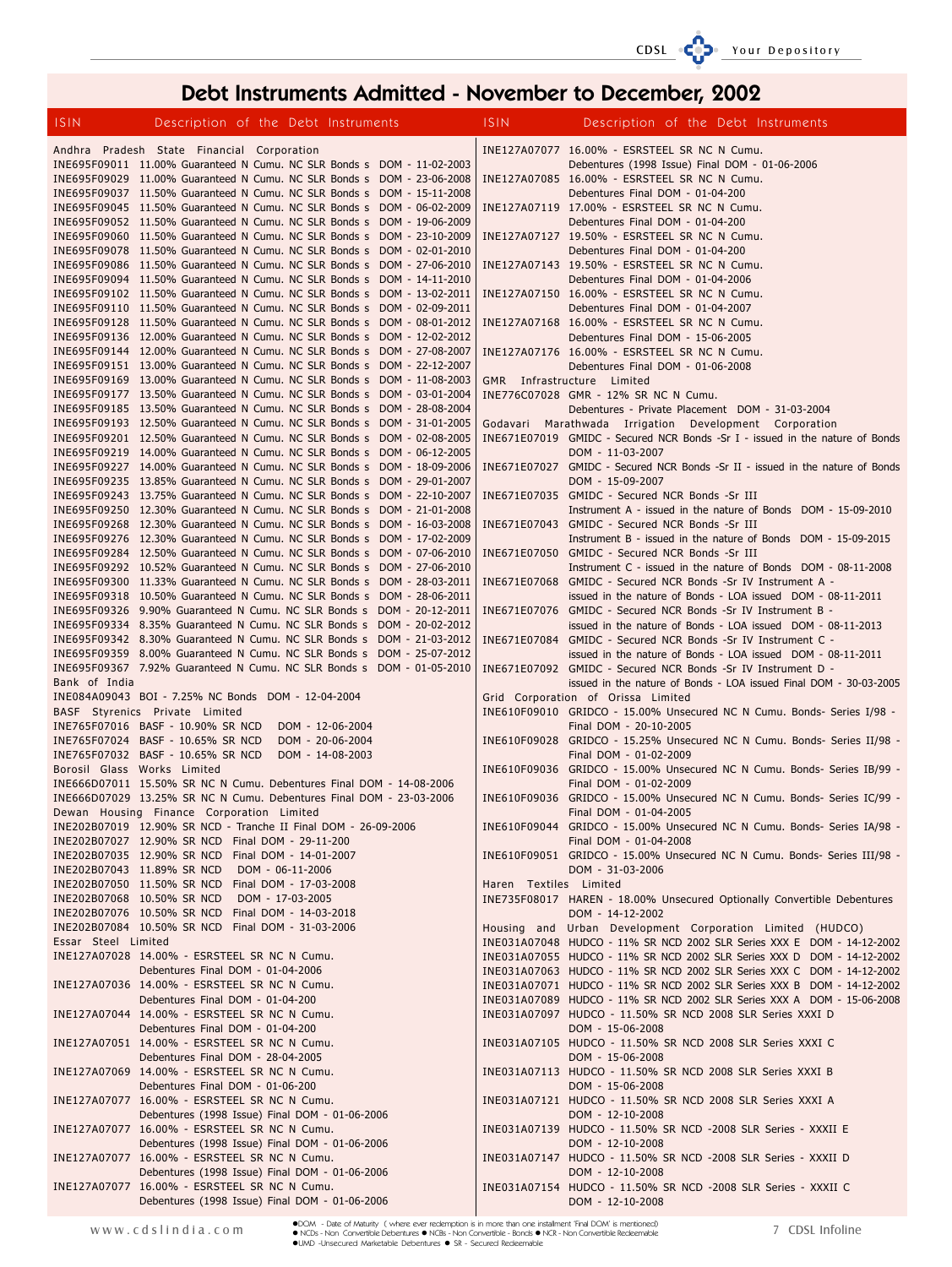# Debt Instruments Admitted - November to December, 2002

| ISIN | Description of the Debt Instruments |
|---|---|
| **Andhra Pradesh State Financial Corporation** | |
| INE695F09011 | 11.00% Guaranteed N Cumu. NC SLR Bonds s DOM - 11-02-2003 |
| INE695F09029 | 11.00% Guaranteed N Cumu. NC SLR Bonds s DOM - 23-06-2008 |
| INE695F09037 | 11.50% Guaranteed N Cumu. NC SLR Bonds s DOM - 15-11-2008 |
| INE695F09045 | 11.50% Guaranteed N Cumu. NC SLR Bonds s DOM - 06-02-2009 |
| INE695F09052 | 11.50% Guaranteed N Cumu. NC SLR Bonds s DOM - 19-06-2009 |
| INE695F09060 | 11.50% Guaranteed N Cumu. NC SLR Bonds s DOM - 23-10-2009 |
| INE695F09078 | 11.50% Guaranteed N Cumu. NC SLR Bonds s DOM - 02-01-2010 |
| INE695F09086 | 11.50% Guaranteed N Cumu. NC SLR Bonds s DOM - 27-06-2010 |
| INE695F09094 | 11.50% Guaranteed N Cumu. NC SLR Bonds s DOM - 14-11-2010 |
| INE695F09102 | 11.50% Guaranteed N Cumu. NC SLR Bonds s DOM - 13-02-2011 |
| INE695F09110 | 11.50% Guaranteed N Cumu. NC SLR Bonds s DOM - 02-09-2011 |
| INE695F09128 | 11.50% Guaranteed N Cumu. NC SLR Bonds s DOM - 08-01-2012 |
| INE695F09136 | 12.00% Guaranteed N Cumu. NC SLR Bonds s DOM - 12-02-2012 |
| INE695F09144 | 12.00% Guaranteed N Cumu. NC SLR Bonds s DOM - 27-08-2007 |
| INE695F09151 | 13.00% Guaranteed N Cumu. NC SLR Bonds s DOM - 22-12-2007 |
| INE695F09169 | 13.00% Guaranteed N Cumu. NC SLR Bonds s DOM - 11-08-2003 |
| INE695F09177 | 13.50% Guaranteed N Cumu. NC SLR Bonds s DOM - 03-01-2004 |
| INE695F09185 | 13.50% Guaranteed N Cumu. NC SLR Bonds s DOM - 28-08-2004 |
| INE695F09193 | 12.50% Guaranteed N Cumu. NC SLR Bonds s DOM - 31-01-2005 |
| INE695F09201 | 12.50% Guaranteed N Cumu. NC SLR Bonds s DOM - 02-08-2005 |
| INE695F09219 | 14.00% Guaranteed N Cumu. NC SLR Bonds s DOM - 06-12-2005 |
| INE695F09227 | 14.00% Guaranteed N Cumu. NC SLR Bonds s DOM - 18-09-2006 |
| INE695F09235 | 13.85% Guaranteed N Cumu. NC SLR Bonds s DOM - 29-01-2007 |
| INE695F09243 | 13.75% Guaranteed N Cumu. NC SLR Bonds s DOM - 22-10-2007 |
| INE695F09250 | 12.30% Guaranteed N Cumu. NC SLR Bonds s DOM - 21-01-2008 |
| INE695F09268 | 12.30% Guaranteed N Cumu. NC SLR Bonds s DOM - 16-03-2008 |
| INE695F09276 | 12.30% Guaranteed N Cumu. NC SLR Bonds s DOM - 17-02-2009 |
| INE695F09284 | 12.50% Guaranteed N Cumu. NC SLR Bonds s DOM - 07-06-2010 |
| INE695F09292 | 10.52% Guaranteed N Cumu. NC SLR Bonds s DOM - 27-06-2010 |
| INE695F09300 | 11.33% Guaranteed N Cumu. NC SLR Bonds s DOM - 28-03-2011 |
| INE695F09318 | 10.50% Guaranteed N Cumu. NC SLR Bonds s DOM - 28-06-2011 |
| INE695F09326 | 9.90% Guaranteed N Cumu. NC SLR Bonds s DOM - 20-12-2011 |
| INE695F09334 | 8.35% Guaranteed N Cumu. NC SLR Bonds s DOM - 20-02-2012 |
| INE695F09342 | 8.30% Guaranteed N Cumu. NC SLR Bonds s DOM - 21-03-2012 |
| INE695F09359 | 8.00% Guaranteed N Cumu. NC SLR Bonds s DOM - 25-07-2012 |
| INE695F09367 | 7.92% Guaranteed N Cumu. NC SLR Bonds s DOM - 01-05-2010 |
| **Bank of India** | |
| INE084A09043 | BOI - 7.25% NC Bonds DOM - 12-04-2004 |
| **BASF Styrenics Private Limited** | |
| INE765F07016 | BASF - 10.90% SR NCD DOM - 12-06-2004 |
| INE765F07024 | BASF - 10.65% SR NCD DOM - 20-06-2004 |
| INE765F07032 | BASF - 10.65% SR NCD DOM - 14-08-2003 |
| **Borosil Glass Works Limited** | |
| INE666D07011 | 15.50% SR NC N Cumu. Debentures Final DOM - 14-08-2006 |
| INE666D07029 | 13.25% SR NC N Cumu. Debentures Final DOM - 23-03-2006 |
| **Dewan Housing Finance Corporation Limited** | |
| INE202B07019 | 12.90% SR NCD - Tranche II Final DOM - 26-09-2006 |
| INE202B07027 | 12.90% SR NCD Final DOM - 29-11-200 |
| INE202B07035 | 12.90% SR NCD Final DOM - 14-01-2007 |
| INE202B07043 | 11.89% SR NCD DOM - 06-11-2006 |
| INE202B07050 | 11.50% SR NCD Final DOM - 17-03-2008 |
| INE202B07068 | 10.50% SR NCD DOM - 17-03-2005 |
| INE202B07076 | 10.50% SR NCD Final DOM - 14-03-2018 |
| INE202B07084 | 10.50% SR NCD Final DOM - 31-03-2006 |
| **Essar Steel Limited** | |
| INE127A07028 | 14.00% - ESRSTEEL SR NC N Cumu. Debentures Final DOM - 01-04-2006 |
| INE127A07036 | 14.00% - ESRSTEEL SR NC N Cumu. Debentures Final DOM - 01-04-200 |
| INE127A07044 | 14.00% - ESRSTEEL SR NC N Cumu. Debentures Final DOM - 01-04-200 |
| INE127A07051 | 14.00% - ESRSTEEL SR NC N Cumu. Debentures Final DOM - 28-04-2005 |
| INE127A07069 | 14.00% - ESRSTEEL SR NC N Cumu. Debentures Final DOM - 01-06-200 |
| INE127A07077 | 16.00% - ESRSTEEL SR NC N Cumu. Debentures (1998 Issue) Final DOM - 01-06-2006 |
| INE127A07077 | 16.00% - ESRSTEEL SR NC N Cumu. Debentures (1998 Issue) Final DOM - 01-06-2006 |
| INE127A07077 | 16.00% - ESRSTEEL SR NC N Cumu. Debentures (1998 Issue) Final DOM - 01-06-2006 |
| INE127A07077 | 16.00% - ESRSTEEL SR NC N Cumu. Debentures (1998 Issue) Final DOM - 01-06-2006 |
| INE127A07077 | 16.00% - ESRSTEEL SR NC N Cumu. Debentures (1998 Issue) Final DOM - 01-06-2006 |
| INE127A07085 | 16.00% - ESRSTEEL SR NC N Cumu. Debentures Final DOM - 01-04-200 |
| INE127A07119 | 17.00% - ESRSTEEL SR NC N Cumu. Debentures Final DOM - 01-04-200 |
| INE127A07127 | 19.50% - ESRSTEEL SR NC N Cumu. Debentures Final DOM - 01-04-200 |
| INE127A07143 | 19.50% - ESRSTEEL SR NC N Cumu. Debentures Final DOM - 01-04-2006 |
| INE127A07150 | 16.00% - ESRSTEEL SR NC N Cumu. Debentures Final DOM - 01-04-2007 |
| INE127A07168 | 16.00% - ESRSTEEL SR NC N Cumu. Debentures Final DOM - 15-06-2005 |
| INE127A07176 | 16.00% - ESRSTEEL SR NC N Cumu. Debentures Final DOM - 01-06-2008 |
| **GMR Infrastructure Limited** | |
| INE776C07028 | GMR - 12% SR NC N Cumu. Debentures - Private Placement DOM - 31-03-2004 |
| **Godavari Marathwada Irrigation Development Corporation** | |
| INE671E07019 | GMIDC - Secured NCR Bonds -Sr I - issued in the nature of Bonds DOM - 11-03-2007 |
| INE671E07027 | GMIDC - Secured NCR Bonds -Sr II - issued in the nature of Bonds DOM - 15-09-2007 |
| INE671E07035 | GMIDC - Secured NCR Bonds -Sr III Instrument A - issued in the nature of Bonds DOM - 15-09-2010 |
| INE671E07043 | GMIDC - Secured NCR Bonds -Sr III Instrument B - issued in the nature of Bonds DOM - 15-09-2015 |
| INE671E07050 | GMIDC - Secured NCR Bonds -Sr III Instrument C - issued in the nature of Bonds DOM - 08-11-2008 |
| INE671E07068 | GMIDC - Secured NCR Bonds -Sr IV Instrument A - issued in the nature of Bonds - LOA issued DOM - 08-11-2011 |
| INE671E07076 | GMIDC - Secured NCR Bonds -Sr IV Instrument B - issued in the nature of Bonds - LOA issued DOM - 08-11-2013 |
| INE671E07084 | GMIDC - Secured NCR Bonds -Sr IV Instrument C - issued in the nature of Bonds - LOA issued DOM - 08-11-2011 |
| INE671E07092 | GMIDC - Secured NCR Bonds -Sr IV Instrument D - issued in the nature of Bonds - LOA issued Final DOM - 30-03-2005 |
| **Grid Corporation of Orissa Limited** | |
| INE610F09010 | GRIDCO - 15.00% Unsecured NC N Cumu. Bonds- Series I/98 - Final DOM - 20-10-2005 |
| INE610F09028 | GRIDCO - 15.25% Unsecured NC N Cumu. Bonds- Series II/98 - Final DOM - 01-02-2009 |
| INE610F09036 | GRIDCO - 15.00% Unsecured NC N Cumu. Bonds- Series IB/99 - Final DOM - 01-02-2009 |
| INE610F09036 | GRIDCO - 15.00% Unsecured NC N Cumu. Bonds- Series IC/99 - Final DOM - 01-04-2005 |
| INE610F09044 | GRIDCO - 15.00% Unsecured NC N Cumu. Bonds- Series IA/98 - Final DOM - 01-04-2008 |
| INE610F09051 | GRIDCO - 15.00% Unsecured NC N Cumu. Bonds- Series III/98 - DOM - 31-03-2006 |
| **Haren Textiles Limited** | |
| INE735F08017 | HAREN - 18.00% Unsecured Optionally Convertible Debentures DOM - 14-12-2002 |
| **Housing and Urban Development Corporation Limited (HUDCO)** | |
| INE031A07048 | HUDCO - 11% SR NCD 2002 SLR Series XXX E DOM - 14-12-2002 |
| INE031A07055 | HUDCO - 11% SR NCD 2002 SLR Series XXX D DOM - 14-12-2002 |
| INE031A07063 | HUDCO - 11% SR NCD 2002 SLR Series XXX C DOM - 14-12-2002 |
| INE031A07071 | HUDCO - 11% SR NCD 2002 SLR Series XXX B DOM - 14-12-2002 |
| INE031A07089 | HUDCO - 11% SR NCD 2002 SLR Series XXX A DOM - 15-06-2008 |
| INE031A07097 | HUDCO - 11.50% SR NCD 2008 SLR Series XXXI D DOM - 15-06-2008 |
| INE031A07105 | HUDCO - 11.50% SR NCD 2008 SLR Series XXXI C DOM - 15-06-2008 |
| INE031A07113 | HUDCO - 11.50% SR NCD 2008 SLR Series XXXI B DOM - 15-06-2008 |
| INE031A07121 | HUDCO - 11.50% SR NCD 2008 SLR Series XXXI A DOM - 12-10-2008 |
| INE031A07139 | HUDCO - 11.50% SR NCD -2008 SLR Series - XXXII E DOM - 12-10-2008 |
| INE031A07147 | HUDCO - 11.50% SR NCD -2008 SLR Series - XXXII D DOM - 12-10-2008 |
| INE031A07154 | HUDCO - 11.50% SR NCD -2008 SLR Series - XXXII C DOM - 12-10-2008 |

●DOM - Date of Maturity ( where ever redemption is in more than one installment 'Final DOM' is mentioned)
● NCDs - Non Convertible Debentures ● NCBs - Non Convertible - Bonds ● NCR - Non Convertible Redeemable
●UMD -Unsecured Marketable Debentures ● SR - Secured Redeemable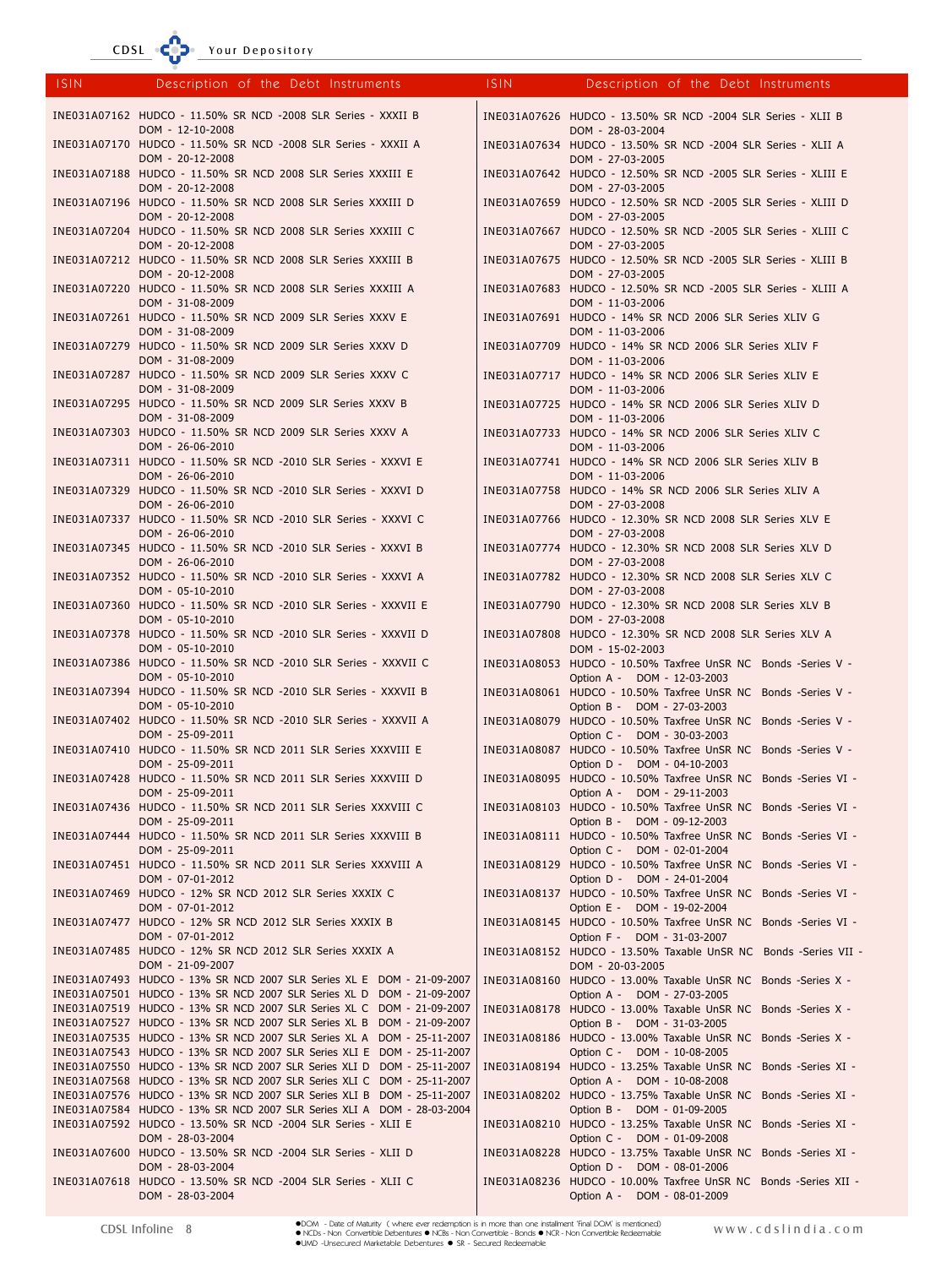| ISIN | Description of the Debt Instruments |
|---|---|
| INE031A07162 | HUDCO - 11.50% SR NCD -2008 SLR Series - XXXII B DOM - 12-10-2008 |
| INE031A07170 | HUDCO - 11.50% SR NCD -2008 SLR Series - XXXII A DOM - 20-12-2008 |
| INE031A07188 | HUDCO - 11.50% SR NCD 2008 SLR Series XXXIII E DOM - 20-12-2008 |
| INE031A07196 | HUDCO - 11.50% SR NCD 2008 SLR Series XXXIII D DOM - 20-12-2008 |
| INE031A07204 | HUDCO - 11.50% SR NCD 2008 SLR Series XXXIII C DOM - 20-12-2008 |
| INE031A07212 | HUDCO - 11.50% SR NCD 2008 SLR Series XXXIII B DOM - 20-12-2008 |
| INE031A07220 | HUDCO - 11.50% SR NCD 2008 SLR Series XXXIII A DOM - 31-08-2009 |
| INE031A07261 | HUDCO - 11.50% SR NCD 2009 SLR Series XXV E DOM - 31-08-2009 |
| INE031A07279 | HUDCO - 11.50% SR NCD 2009 SLR Series XXV D DOM - 31-08-2009 |
| INE031A07287 | HUDCO - 11.50% SR NCD 2009 SLR Series XXV C DOM - 31-08-2009 |
| INE031A07295 | HUDCO - 11.50% SR NCD 2009 SLR Series XXV B DOM - 31-08-2009 |
| INE031A07303 | HUDCO - 11.50% SR NCD 2009 SLR Series XXV A DOM - 26-06-2010 |
| INE031A07311 | HUDCO - 11.50% SR NCD -2010 SLR Series - XXXVI E DOM - 26-06-2010 |
| INE031A07329 | HUDCO - 11.50% SR NCD -2010 SLR Series - XXXVI D DOM - 26-06-2010 |
| INE031A07337 | HUDCO - 11.50% SR NCD -2010 SLR Series - XXXVI C DOM - 26-06-2010 |
| INE031A07345 | HUDCO - 11.50% SR NCD -2010 SLR Series - XXXVI B DOM - 26-06-2010 |
| INE031A07352 | HUDCO - 11.50% SR NCD -2010 SLR Series - XXXVI A DOM - 05-10-2010 |
| INE031A07360 | HUDCO - 11.50% SR NCD -2010 SLR Series - XXXVII E DOM - 05-10-2010 |
| INE031A07378 | HUDCO - 11.50% SR NCD -2010 SLR Series - XXXVII D DOM - 05-10-2010 |
| INE031A07386 | HUDCO - 11.50% SR NCD -2010 SLR Series - XXXVII C DOM - 05-10-2010 |
| INE031A07394 | HUDCO - 11.50% SR NCD -2010 SLR Series - XXXVII B DOM - 05-10-2010 |
| INE031A07402 | HUDCO - 11.50% SR NCD -2010 SLR Series - XXXVII A DOM - 25-09-2011 |
| INE031A07410 | HUDCO - 11.50% SR NCD 2011 SLR Series XXXVIII E DOM - 25-09-2011 |
| INE031A07428 | HUDCO - 11.50% SR NCD 2011 SLR Series XXXVIII D DOM - 25-09-2011 |
| INE031A07436 | HUDCO - 11.50% SR NCD 2011 SLR Series XXXVIII C DOM - 25-09-2011 |
| INE031A07444 | HUDCO - 11.50% SR NCD 2011 SLR Series XXXVIII B DOM - 25-09-2011 |
| INE031A07451 | HUDCO - 11.50% SR NCD 2011 SLR Series XXXVIII A DOM - 07-01-2012 |
| INE031A07469 | HUDCO - 12% SR NCD 2012 SLR Series XXXIX C DOM - 07-01-2012 |
| INE031A07477 | HUDCO - 12% SR NCD 2012 SLR Series XXXIX B DOM - 07-01-2012 |
| INE031A07485 | HUDCO - 12% SR NCD 2012 SLR Series XXXIX A DOM - 21-09-2007 |
| INE031A07493 | HUDCO - 13% SR NCD 2007 SLR Series XL E DOM - 21-09-2007 |
| INE031A07501 | HUDCO - 13% SR NCD 2007 SLR Series XL D DOM - 21-09-2007 |
| INE031A07519 | HUDCO - 13% SR NCD 2007 SLR Series XL C DOM - 21-09-2007 |
| INE031A07527 | HUDCO - 13% SR NCD 2007 SLR Series XL B DOM - 21-09-2007 |
| INE031A07535 | HUDCO - 13% SR NCD 2007 SLR Series XL A DOM - 25-11-2007 |
| INE031A07543 | HUDCO - 13% SR NCD 2007 SLR Series XLI E DOM - 25-11-2007 |
| INE031A07550 | HUDCO - 13% SR NCD 2007 SLR Series XLI D DOM - 25-11-2007 |
| INE031A07568 | HUDCO - 13% SR NCD 2007 SLR Series XLI C DOM - 25-11-2007 |
| INE031A07576 | HUDCO - 13% SR NCD 2007 SLR Series XLI B DOM - 25-11-2007 |
| INE031A07584 | HUDCO - 13% SR NCD 2007 SLR Series XLI A DOM - 28-03-2004 |
| INE031A07592 | HUDCO - 13.50% SR NCD -2004 SLR Series - XLII E DOM - 28-03-2004 |
| INE031A07600 | HUDCO - 13.50% SR NCD -2004 SLR Series - XLII D DOM - 28-03-2004 |
| INE031A07618 | HUDCO - 13.50% SR NCD -2004 SLR Series - XLII C DOM - 28-03-2004 |
| INE031A07626 | HUDCO - 13.50% SR NCD -2004 SLR Series - XLII B DOM - 28-03-2004 |
| INE031A07634 | HUDCO - 13.50% SR NCD -2004 SLR Series - XLII A DOM - 27-03-2005 |
| INE031A07642 | HUDCO - 12.50% SR NCD -2005 SLR Series - XLIII E DOM - 27-03-2005 |
| INE031A07659 | HUDCO - 12.50% SR NCD -2005 SLR Series - XLIII D DOM - 27-03-2005 |
| INE031A07667 | HUDCO - 12.50% SR NCD -2005 SLR Series - XLIII C DOM - 27-03-2005 |
| INE031A07675 | HUDCO - 12.50% SR NCD -2005 SLR Series - XLIII B DOM - 27-03-2005 |
| INE031A07683 | HUDCO - 12.50% SR NCD -2005 SLR Series - XLIII A DOM - 11-03-2006 |
| INE031A07691 | HUDCO - 14% SR NCD 2006 SLR Series XLIV G DOM - 11-03-2006 |
| INE031A07709 | HUDCO - 14% SR NCD 2006 SLR Series XLIV F DOM - 11-03-2006 |
| INE031A07717 | HUDCO - 14% SR NCD 2006 SLR Series XLIV E DOM - 11-03-2006 |
| INE031A07725 | HUDCO - 14% SR NCD 2006 SLR Series XLIV D DOM - 11-03-2006 |
| INE031A07733 | HUDCO - 14% SR NCD 2006 SLR Series XLIV C DOM - 11-03-2006 |
| INE031A07741 | HUDCO - 14% SR NCD 2006 SLR Series XLIV B DOM - 11-03-2006 |
| INE031A07758 | HUDCO - 14% SR NCD 2006 SLR Series XLIV A DOM - 27-03-2008 |
| INE031A07766 | HUDCO - 12.30% SR NCD 2008 SLR Series XLV E DOM - 27-03-2008 |
| INE031A07774 | HUDCO - 12.30% SR NCD 2008 SLR Series XLV D DOM - 27-03-2008 |
| INE031A07782 | HUDCO - 12.30% SR NCD 2008 SLR Series XLV C DOM - 27-03-2008 |
| INE031A07790 | HUDCO - 12.30% SR NCD 2008 SLR Series XLV B DOM - 27-03-2008 |
| INE031A07808 | HUDCO - 12.30% SR NCD 2008 SLR Series XLV A DOM - 15-02-2003 |
| INE031A08053 | HUDCO - 10.50% Taxfree UnSR NC Bonds -Series V - Option A - DOM - 12-03-2003 |
| INE031A08061 | HUDCO - 10.50% Taxfree UnSR NC Bonds -Series V - Option B - DOM - 27-03-2003 |
| INE031A08079 | HUDCO - 10.50% Taxfree UnSR NC Bonds -Series V - Option C - DOM - 30-03-2003 |
| INE031A08087 | HUDCO - 10.50% Taxfree UnSR NC Bonds -Series V - Option D - DOM - 04-10-2003 |
| INE031A08095 | HUDCO - 10.50% Taxfree UnSR NC Bonds -Series VI - Option A - DOM - 29-11-2003 |
| INE031A08103 | HUDCO - 10.50% Taxfree UnSR NC Bonds -Series VI - Option B - DOM - 09-12-2003 |
| INE031A08111 | HUDCO - 10.50% Taxfree UnSR NC Bonds -Series VI - Option C - DOM - 02-01-2004 |
| INE031A08129 | HUDCO - 10.50% Taxfree UnSR NC Bonds -Series VI - Option D - DOM - 24-01-2004 |
| INE031A08137 | HUDCO - 10.50% Taxfree UnSR NC Bonds -Series VI - Option E - DOM - 19-02-2004 |
| INE031A08145 | HUDCO - 10.50% Taxfree UnSR NC Bonds -Series VI - Option F - DOM - 31-03-2007 |
| INE031A08152 | HUDCO - 13.50% Taxable UnSR NC Bonds -Series VII - DOM - 20-03-2005 |
| INE031A08160 | HUDCO - 13.00% Taxable UnSR NC Bonds -Series X - Option A - DOM - 27-03-2005 |
| INE031A08178 | HUDCO - 13.00% Taxable UnSR NC Bonds -Series X - Option B - DOM - 31-03-2005 |
| INE031A08186 | HUDCO - 13.00% Taxable UnSR NC Bonds -Series X - Option C - DOM - 10-08-2005 |
| INE031A08194 | HUDCO - 13.25% Taxable UnSR NC Bonds -Series XI - Option A - DOM - 10-08-2008 |
| INE031A08202 | HUDCO - 13.75% Taxable UnSR NC Bonds -Series XI - Option B - DOM - 01-09-2005 |
| INE031A08210 | HUDCO - 13.25% Taxable UnSR NC Bonds -Series XI - Option C - DOM - 01-09-2008 |
| INE031A08228 | HUDCO - 13.75% Taxable UnSR NC Bonds -Series XI - Option D - DOM - 08-01-2006 |
| INE031A08236 | HUDCO - 10.00% Taxfree UnSR NC Bonds -Series XII - Option A - DOM - 08-01-2009 |

●DOM - Date of Maturity ( where ever redemption is in more than one installment 'Final DOM' is mentioned)
● NCDs - Non Convertible Debentures ● NCBs - Non Convertible - Bonds ● NCR - Non Convertible Redeemable
●UMD -Unsecured Marketable Debentures ● SR - Secured Redeemable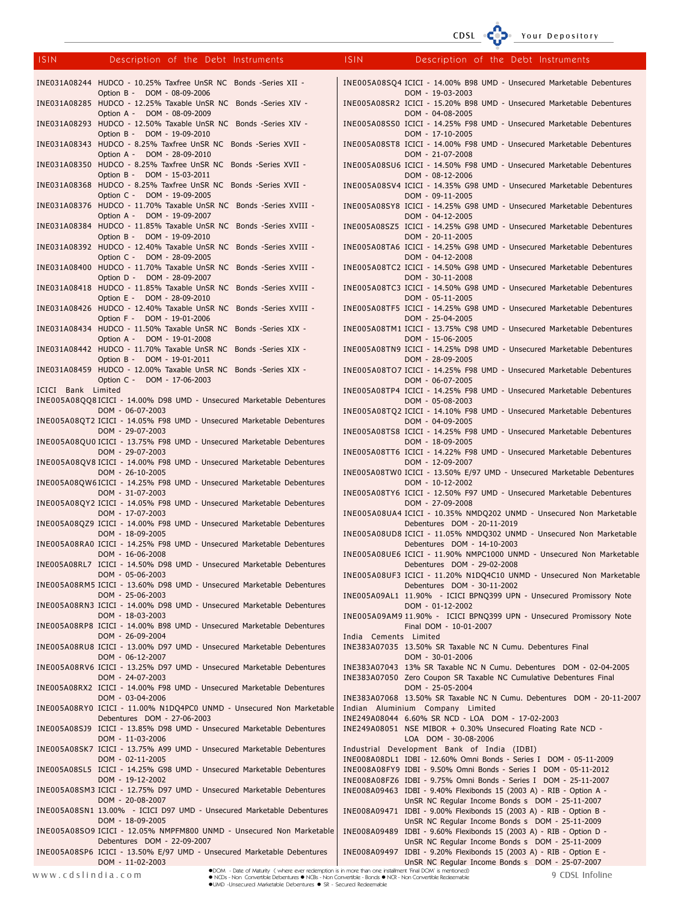| ISIN | Description of the Debt Instruments |
|---|---|
| INE031A08244 | HUDCO - 10.25% Taxfree UnSR NC Bonds -Series XII - Option B - DOM - 08-09-2006 |
| INE031A08285 | HUDCO - 12.25% Taxable UnSR NC Bonds -Series XIV - Option A - DOM - 08-09-2009 |
| INE031A08293 | HUDCO - 12.50% Taxable UnSR NC Bonds -Series XIV - Option B - DOM - 19-09-2010 |
| INE031A08343 | HUDCO - 8.25% Taxfree UnSR NC Bonds -Series XVII - Option A - DOM - 28-09-2010 |
| INE031A08350 | HUDCO - 8.25% Taxfree UnSR NC Bonds -Series XVII - Option B - DOM - 15-03-2011 |
| INE031A08368 | HUDCO - 8.25% Taxfree UnSR NC Bonds -Series XVII - Option C - DOM - 19-09-2005 |
| INE031A08376 | HUDCO - 11.70% Taxable UnSR NC Bonds -Series XVIII - Option A - DOM - 19-09-2007 |
| INE031A08384 | HUDCO - 11.85% Taxable UnSR NC Bonds -Series XVIII - Option B - DOM - 19-09-2010 |
| INE031A08392 | HUDCO - 12.40% Taxable UnSR NC Bonds -Series XVIII - Option C - DOM - 28-09-2005 |
| INE031A08400 | HUDCO - 11.70% Taxable UnSR NC Bonds -Series XVIII - Option D - DOM - 28-09-2007 |
| INE031A08418 | HUDCO - 11.85% Taxable UnSR NC Bonds -Series XVIII - Option E - DOM - 28-09-2010 |
| INE031A08426 | HUDCO - 12.40% Taxable UnSR NC Bonds -Series XVIII - Option F - DOM - 19-01-2006 |
| INE031A08434 | HUDCO - 11.50% Taxable UnSR NC Bonds -Series XIX - Option A - DOM - 19-01-2008 |
| INE031A08442 | HUDCO - 11.70% Taxable UnSR NC Bonds -Series XIX - Option B - DOM - 19-01-2011 |
| INE031A08459 | HUDCO - 12.00% Taxable UnSR NC Bonds -Series XIX - Option C - DOM - 17-06-2003 |
| **ICICI Bank Limited** | |
| INE005A08QQ8 | ICICI - 14.00% D98 UMD - Unsecured Marketable Debentures DOM - 06-07-2003 |
| INE005A08QT2 | ICICI - 14.05% F98 UMD - Unsecured Marketable Debentures DOM - 29-07-2003 |
| INE005A08QU0 | ICICI - 13.75% F98 UMD - Unsecured Marketable Debentures DOM - 29-07-2003 |
| INE005A08QV8 | ICICI - 14.00% F98 UMD - Unsecured Marketable Debentures DOM - 26-10-2005 |
| INE005A08QW6 | ICICI - 14.25% F98 UMD - Unsecured Marketable Debentures DOM - 31-07-2003 |
| INE005A08QY2 | ICICI - 14.05% F98 UMD - Unsecured Marketable Debentures DOM - 17-07-2003 |
| INE005A08QZ9 | ICICI - 14.00% F98 UMD - Unsecured Marketable Debentures DOM - 18-09-2005 |
| INE005A08RA0 | ICICI - 14.25% F98 UMD - Unsecured Marketable Debentures DOM - 16-06-2008 |
| INE005A08RL7 | ICICI - 14.50% D98 UMD - Unsecured Marketable Debentures DOM - 05-06-2003 |
| INE005A08RM5 | ICICI - 13.60% D98 UMD - Unsecured Marketable Debentures DOM - 25-06-2003 |
| INE005A08RN3 | ICICI - 14.00% D98 UMD - Unsecured Marketable Debentures DOM - 18-03-2003 |
| INE005A08RP8 | ICICI - 14.00% B98 UMD - Unsecured Marketable Debentures DOM - 26-09-2004 |
| INE005A08RU8 | ICICI - 13.00% D97 UMD - Unsecured Marketable Debentures DOM - 06-12-2007 |
| INE005A08RV6 | ICICI - 13.25% D97 UMD - Unsecured Marketable Debentures DOM - 24-07-2003 |
| INE005A08RX2 | ICICI - 14.00% F98 UMD - Unsecured Marketable Debentures DOM - 03-04-2006 |
| INE005A08RY0 | ICICI - 11.00% N1DQ4PC0 UNMD - Unsecured Non Marketable Debentures DOM - 27-06-2003 |
| INE005A08SJ9 | ICICI - 13.85% D98 UMD - Unsecured Marketable Debentures DOM - 11-03-2006 |
| INE005A08SK7 | ICICI - 13.75% A99 UMD - Unsecured Marketable Debentures DOM - 02-11-2005 |
| INE005A08SL5 | ICICI - 14.25% G98 UMD - Unsecured Marketable Debentures DOM - 19-12-2002 |
| INE005A08SM3 | ICICI - 12.75% D97 UMD - Unsecured Marketable Debentures DOM - 20-08-2007 |
| INE005A08SN1 | 13.00% - ICICI D97 UMD - Unsecured Marketable Debentures DOM - 18-09-2005 |
| INE005A08SO9 | ICICI - 12.05% NMPFM800 UNMD - Unsecured Non Marketable Debentures DOM - 22-09-2007 |
| INE005A08SP6 | ICICI - 13.50% E/97 UMD - Unsecured Marketable Debentures DOM - 11-02-2003 |
| INE005A08SQ4 | ICICI - 14.00% B98 UMD - Unsecured Marketable Debentures DOM - 19-03-2003 |
| INE005A08SR2 | ICICI - 15.20% B98 UMD - Unsecured Marketable Debentures DOM - 04-08-2005 |
| INE005A08SS0 | ICICI - 14.25% F98 UMD - Unsecured Marketable Debentures DOM - 17-10-2005 |
| INE005A08ST8 | ICICI - 14.00% F98 UMD - Unsecured Marketable Debentures DOM - 21-07-2008 |
| INE005A08SU6 | ICICI - 14.50% F98 UMD - Unsecured Marketable Debentures DOM - 08-12-2006 |
| INE005A08SV4 | ICICI - 14.35% G98 UMD - Unsecured Marketable Debentures DOM - 09-11-2005 |
| INE005A08SY8 | ICICI - 14.25% G98 UMD - Unsecured Marketable Debentures DOM - 04-12-2005 |
| INE005A08SZ5 | ICICI - 14.25% G98 UMD - Unsecured Marketable Debentures DOM - 20-11-2005 |
| INE005A08TA6 | ICICI - 14.25% G98 UMD - Unsecured Marketable Debentures DOM - 04-12-2008 |
| INE005A08TC2 | ICICI - 14.50% G98 UMD - Unsecured Marketable Debentures DOM - 30-11-2008 |
| INE005A08TC3 | ICICI - 14.50% G98 UMD - Unsecured Marketable Debentures DOM - 05-11-2005 |
| INE005A08TF5 | ICICI - 14.25% G98 UMD - Unsecured Marketable Debentures DOM - 25-04-2005 |
| INE005A08TM1 | ICICI - 13.75% C98 UMD - Unsecured Marketable Debentures DOM - 15-06-2005 |
| INE005A08TN9 | ICICI - 14.25% D98 UMD - Unsecured Marketable Debentures DOM - 28-09-2005 |
| INE005A08TO7 | ICICI - 14.25% F98 UMD - Unsecured Marketable Debentures DOM - 06-07-2005 |
| INE005A08TP4 | ICICI - 14.25% F98 UMD - Unsecured Marketable Debentures DOM - 05-08-2003 |
| INE005A08TQ2 | ICICI - 14.10% F98 UMD - Unsecured Marketable Debentures DOM - 04-09-2005 |
| INE005A08TS8 | ICICI - 14.25% F98 UMD - Unsecured Marketable Debentures DOM - 18-09-2005 |
| INE005A08TT6 | ICICI - 14.22% F98 UMD - Unsecured Marketable Debentures DOM - 12-09-2007 |
| INE005A08TW0 | ICICI - 13.50% E/97 UMD - Unsecured Marketable Debentures DOM - 10-12-2002 |
| INE005A08TY6 | ICICI - 12.50% F97 UMD - Unsecured Marketable Debentures DOM - 27-09-2008 |
| INE005A08UA4 | ICICI - 10.35% NMDQ202 UNMD - Unsecured Non Marketable Debentures DOM - 20-11-2019 |
| INE005A08UD8 | ICICI - 11.05% NMDQ302 UNMD - Unsecured Non Marketable Debentures DOM - 14-10-2003 |
| INE005A08UE6 | ICICI - 11.90% NMPC1000 UNMD - Unsecured Non Marketable Debentures DOM - 29-02-2008 |
| INE005A08UF3 | ICICI - 11.20% N1DQ4C10 UNMD - Unsecured Non Marketable Debentures DOM - 30-11-2002 |
| INE005A09AL1 | 11.90% - ICICI BPNQ399 UPN - Unsecured Promissory Note DOM - 01-12-2002 |
| INE005A09AM9 | 11.90% - ICICI BPNQ399 UPN - Unsecured Promissory Note Final DOM - 10-01-2007 |
| **India Cements Limited** | |
| INE383A07035 | 13.50% SR Taxable NC N Cumu. Debentures Final DOM - 30-01-2006 |
| INE383A07043 | 13% SR Taxable NC N Cumu. Debentures DOM - 02-04-2005 |
| INE383A07050 | Zero Coupon SR Taxable NC Cumulative Debentures Final DOM - 25-05-2004 |
| INE383A07068 | 13.50% SR Taxable NC N Cumu. Debentures DOM - 20-11-2007 |
| **Indian Aluminium Company Limited** | |
| INE249A08044 | 6.60% SR NCD - LOA DOM - 17-02-2003 |
| INE249A08051 | NSE MIBOR + 0.30% Unsecured Floating Rate NCD - LOA DOM - 30-08-2006 |
| **Industrial Development Bank of India (IDBI)** | |
| INE008A08DL1 | IDBI - 12.60% Omni Bonds - Series I DOM - 05-11-2009 |
| INE008A08FY9 | IDBI - 9.50% Omni Bonds - Series I DOM - 05-11-2012 |
| INE008A08FZ6 | IDBI - 9.75% Omni Bonds - Series I DOM - 25-11-2007 |
| INE008A09463 | IDBI - 9.40% Flexibonds 15 (2003 A) - RIB - Option A - UnSR NC Regular Income Bonds s DOM - 25-11-2007 |
| INE008A09471 | IDBI - 9.00% Flexibonds 15 (2003 A) - RIB - Option B - UnSR NC Regular Income Bonds s DOM - 25-11-2009 |
| INE008A09489 | IDBI - 9.60% Flexibonds 15 (2003 A) - RIB - Option D - UnSR NC Regular Income Bonds s DOM - 25-11-2009 |
| INE008A09497 | IDBI - 9.20% Flexibonds 15 (2003 A) - RIB - Option E - UnSR NC Regular Income Bonds s DOM - 25-07-2007 |

●DOM - Date of Maturity ( where ever redemption is in more than one installment 'Final DOM' is mentioned)
● NCDs - Non Convertible Debentures ● NCBs - Non Convertible - Bonds ● NCR - Non Convertible Redeemable
●UMD -Unsecured Marketable Debentures ● SR - Secured Redeemable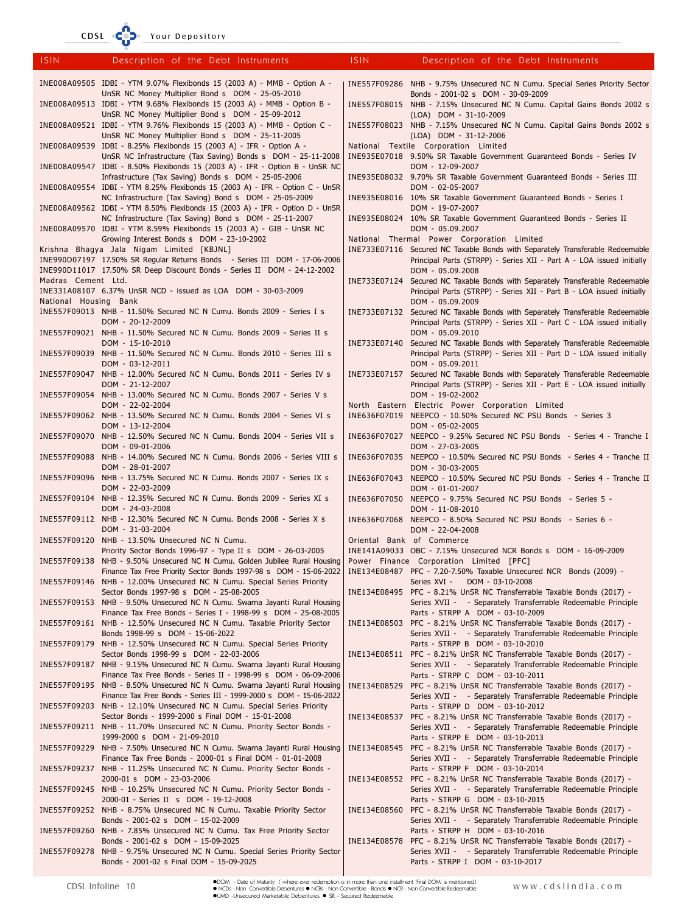| ISIN | Description of the Debt Instruments |
|---|---|
| INE008A09505 | IDBI - YTM 9.07% Flexibonds 15 (2003 A) - MMB - Option A - UnSR NC Money Multiplier Bond s DOM - 25-05-2010 |
| INE008A09513 | IDBI - YTM 9.68% Flexibonds 15 (2003 A) - MMB - Option B - UnSR NC Money Multiplier Bond s DOM - 25-09-2012 |
| INE008A09521 | IDBI - YTM 9.76% Flexibonds 15 (2003 A) - MMB - Option C - UnSR NC Money Multiplier Bond s DOM - 25-11-2005 |
| INE008A09539 | IDBI - 8.25% Flexibonds 15 (2003 A) - IFR - Option A - UnSR NC Infrastructure (Tax Saving) Bonds s DOM - 25-11-2008 |
| INE008A09547 | IDBI - 8.50% Flexibonds 15 (2003 A) - IFR - Option B - UnSR NC Infrastructure (Tax Saving) Bonds s DOM - 25-05-2006 |
| INE008A09554 | IDBI - YTM 8.25% Flexibonds 15 (2003 A) - IFR - Option C - UnSR NC Infrastructure (Tax Saving) Bond s DOM - 25-05-2009 |
| INE008A09562 | IDBI - YTM 8.50% Flexibonds 15 (2003 A) - IFR - Option D - UnSR NC Infrastructure (Tax Saving) Bond s DOM - 25-11-2007 |
| INE008A09570 | IDBI - YTM 8.59% Flexibonds 15 (2003 A) - GIB - UnSR NC Growing Interest Bonds s DOM - 23-10-2002 |
| **Krishna Bhagya Jala Nigam Limited [KBJNL]** | |
| INE990D07197 | 17.50% SR Regular Returns Bonds - Series III DOM - 17-06-2006 |
| INE990D11017 | 17.50% SR Deep Discount Bonds - Series II DOM - 24-12-2002 |
| **Madras Cement Ltd.** | |
| INE331A08107 | 6.37% UnSR NCD - issued as LOA DOM - 30-03-2009 |
| **National Housing Bank** | |
| INE557F09013 | NHB - 11.50% Secured NC N Cumu. Bonds 2009 - Series I s DOM - 20-12-2009 |
| INE557F09021 | NHB - 11.50% Secured NC N Cumu. Bonds 2009 - Series II s DOM - 15-10-2010 |
| INE557F09039 | NHB - 11.50% Secured NC N Cumu. Bonds 2010 - Series III s DOM - 03-12-2011 |
| INE557F09047 | NHB - 12.00% Secured NC N Cumu. Bonds 2011 - Series IV s DOM - 21-12-2007 |
| INE557F09054 | NHB - 13.00% Secured NC N Cumu. Bonds 2007 - Series V s DOM - 22-02-2004 |
| INE557F09062 | NHB - 13.50% Secured NC N Cumu. Bonds 2004 - Series VI s DOM - 13-12-2004 |
| INE557F09070 | NHB - 12.50% Secured NC N Cumu. Bonds 2004 - Series VII s DOM - 09-01-2006 |
| INE557F09088 | NHB - 14.00% Secured NC N Cumu. Bonds 2006 - Series VIII s DOM - 28-01-2007 |
| INE557F09096 | NHB - 13.75% Secured NC N Cumu. Bonds 2007 - Series IX s DOM - 22-03-2009 |
| INE557F09104 | NHB - 12.35% Secured NC N Cumu. Bonds 2009 - Series XI s DOM - 24-03-2008 |
| INE557F09112 | NHB - 12.30% Secured NC N Cumu. Bonds 2008 - Series X s DOM - 31-03-2004 |
| INE557F09120 | NHB - 13.50% Unsecured NC N Cumu. Priority Sector Bonds 1996-97 - Type II s DOM - 26-03-2005 |
| INE557F09138 | NHB - 9.50% Unsecured NC N Cumu. Golden Jubilee Rural Housing Finance Tax Free Priority Sector Bonds 1997-98 s DOM - 15-06-2022 |
| INE557F09146 | NHB - 12.00% Unsecured NC N Cumu. Special Series Priority Sector Bonds 1997-98 s DOM - 25-08-2005 |
| INE557F09153 | NHB - 9.50% Unsecured NC N Cumu. Swarna Jayanti Rural Housing Finance Tax Free Bonds - Series I - 1998-99 s DOM - 25-08-2005 |
| INE557F09161 | NHB - 12.50% Unsecured NC N Cumu. Taxable Priority Sector Bonds 1998-99 s DOM - 15-06-2022 |
| INE557F09179 | NHB - 12.50% Unsecured NC N Cumu. Special Series Priority Sector Bonds 1998-99 s DOM - 22-03-2006 |
| INE557F09187 | NHB - 9.15% Unsecured NC N Cumu. Swarna Jayanti Rural Housing Finance Tax Free Bonds - Series II - 1998-99 s DOM - 06-09-2006 |
| INE557F09195 | NHB - 8.50% Unsecured NC N Cumu. Swarna Jayanti Rural Housing Finance Tax Free Bonds - Series III - 1999-2000 s DOM - 15-06-2022 |
| INE557F09203 | NHB - 12.10% Unsecured NC N Cumu. Special Series Priority Sector Bonds - 1999-2000 s Final DOM - 15-01-2008 |
| INE557F09211 | NHB - 11.70% Unsecured NC N Cumu. Priority Sector Bonds - 1999-2000 s DOM - 21-09-2010 |
| INE557F09229 | NHB - 7.50% Unsecured NC N Cumu. Swarna Jayanti Rural Housing Finance Tax Free Bonds - 2000-01 s Final DOM - 01-01-2008 |
| INE557F09237 | NHB - 11.25% Unsecured NC N Cumu. Priority Sector Bonds - 2000-01 s DOM - 23-03-2006 |
| INE557F09245 | NHB - 10.25% Unsecured NC N Cumu. Priority Sector Bonds - 2000-01 - Series II s DOM - 19-12-2008 |
| INE557F09252 | NHB - 8.75% Unsecured NC N Cumu. Taxable Priority Sector Bonds - 2001-02 s DOM - 15-02-2009 |
| INE557F09260 | NHB - 7.85% Unsecured NC N Cumu. Tax Free Priority Sector Bonds - 2001-02 s DOM - 15-09-2025 |
| INE557F09278 | NHB - 9.75% Unsecured NC N Cumu. Special Series Priority Sector Bonds - 2001-02 s Final DOM - 15-09-2025 |
| INE557F09286 | NHB - 9.75% Unsecured NC N Cumu. Special Series Priority Sector Bonds - 2001-02 s DOM - 30-09-2009 |
| INE557F08015 | NHB - 7.15% Unsecured NC N Cumu. Capital Gains Bonds 2002 s (LOA) DOM - 31-10-2009 |
| INE557F08023 | NHB - 7.15% Unsecured NC N Cumu. Capital Gains Bonds 2002 s (LOA) DOM - 31-12-2006 |
| **National Textile Corporation Limited** | |
| INE935E07018 | 9.50% SR Taxable Government Guaranteed Bonds - Series IV DOM - 12-09-2007 |
| INE935E08032 | 9.70% SR Taxable Government Guaranteed Bonds - Series III DOM - 02-05-2007 |
| INE935E08016 | 10% SR Taxable Government Guaranteed Bonds - Series I DOM - 19-07-2007 |
| INE935E08024 | 10% SR Taxable Government Guaranteed Bonds - Series II DOM - 05.09.2007 |
| **National Thermal Power Corporation Limited** | |
| INE733E07116 | Secured NC Taxable Bonds with Separately Transferable Redeemable Principal Parts (STRPP) - Series XII - Part A - LOA issued initially DOM - 05.09.2008 |
| INE733E07124 | Secured NC Taxable Bonds with Separately Transferable Redeemable Principal Parts (STRPP) - Series XII - Part B - LOA issued initially DOM - 05.09.2009 |
| INE733E07132 | Secured NC Taxable Bonds with Separately Transferable Redeemable Principal Parts (STRPP) - Series XII - Part C - LOA issued initially DOM - 05.09.2010 |
| INE733E07140 | Secured NC Taxable Bonds with Separately Transferable Redeemable Principal Parts (STRPP) - Series XII - Part D - LOA issued initially DOM - 05.09.2011 |
| INE733E07157 | Secured NC Taxable Bonds with Separately Transferable Redeemable Principal Parts (STRPP) - Series XII - Part E - LOA issued initially DOM - 19-02-2002 |
| **North Eastern Electric Power Corporation Limited** | |
| INE636F07019 | NEEPCO - 10.50% Secured NC PSU Bonds - Series 3 DOM - 05-02-2005 |
| INE636F07027 | NEEPCO - 9.25% Secured NC PSU Bonds - Series 4 - Tranche I DOM - 27-03-2005 |
| INE636F07035 | NEEPCO - 10.50% Secured NC PSU Bonds - Series 4 - Tranche II DOM - 30-03-2005 |
| INE636F07043 | NEEPCO - 10.50% Secured NC PSU Bonds - Series 4 - Tranche II DOM - 01-01-2007 |
| INE636F07050 | NEEPCO - 9.75% Secured NC PSU Bonds - Series 5 - DOM - 11-08-2010 |
| INE636F07068 | NEEPCO - 8.50% Secured NC PSU Bonds - Series 6 - DOM - 22-04-2008 |
| **Oriental Bank of Commerce** | |
| INE141A09033 | OBC - 7.15% Unsecured NCR Bonds s DOM - 16-09-2009 |
| **Power Finance Corporation Limited [PFC]** | |
| INE134E08487 | PFC - 7.20-7.50% Taxable Unsecured NCR Bonds (2009) - Series XVI - DOM - 03-10-2008 |
| INE134E08495 | PFC - 8.21% UnSR NC Transferrable Taxable Bonds (2017) - Series XVII - - Separately Transferrable Redeemable Principle Parts - STRPP A DOM - 03-10-2009 |
| INE134E08503 | PFC - 8.21% UnSR NC Transferrable Taxable Bonds (2017) - Series XVII - - Separately Transferrable Redeemable Principle Parts - STRPP B DOM - 03-10-2010 |
| INE134E08511 | PFC - 8.21% UnSR NC Transferrable Taxable Bonds (2017) - Series XVII - - Separately Transferrable Redeemable Principle Parts - STRPP C DOM - 03-10-2011 |
| INE134E08529 | PFC - 8.21% UnSR NC Transferrable Taxable Bonds (2017) - Series XVII - - Separately Transferrable Redeemable Principle Parts - STRPP D DOM - 03-10-2012 |
| INE134E08537 | PFC - 8.21% UnSR NC Transferrable Taxable Bonds (2017) - Series XVII - - Separately Transferrable Redeemable Principle Parts - STRPP E DOM - 03-10-2013 |
| INE134E08545 | PFC - 8.21% UnSR NC Transferrable Taxable Bonds (2017) - Series XVII - - Separately Transferrable Redeemable Principle Parts - STRPP F DOM - 03-10-2014 |
| INE134E08552 | PFC - 8.21% UnSR NC Transferrable Taxable Bonds (2017) - Series XVII - - Separately Transferrable Redeemable Principle Parts - STRPP G DOM - 03-10-2015 |
| INE134E08560 | PFC - 8.21% UnSR NC Transferrable Taxable Bonds (2017) - Series XVII - - Separately Transferrable Redeemable Principle Parts - STRPP H DOM - 03-10-2016 |
| INE134E08578 | PFC - 8.21% UnSR NC Transferrable Taxable Bonds (2017) - Series XVII - - Separately Transferrable Redeemable Principle Parts - STRPP I DOM - 03-10-2017 |

●DOM - Date of Maturity ( where ever redemption is in more than one installment 'Final DOM' is mentioned) ● NCDs - Non Convertible Debentures ● NCBs - Non Convertible - Bonds ● NCR - Non Convertible Redeemable ●UMD -Unsecured Marketable Debentures ● SR - Secured Redeemable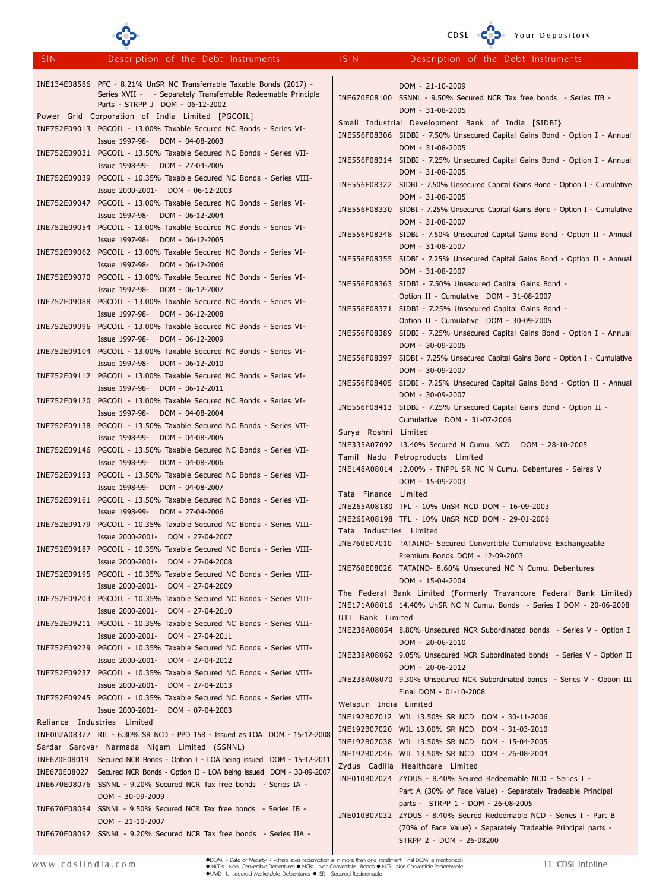| ISIN | Description of the Debt Instruments |
|---|---|
| INE134E08586 | PFC - 8.21% UnSR NC Transferrable Taxable Bonds (2017) - Series XVII - - Separately Transferrable Redeemable Principle Parts - STRPP J DOM - 06-12-2002 |
| **Power Grid Corporation of India Limited [PGCOIL]** | |
| INE752E09013 | PGCOIL - 13.00% Taxable Secured NC Bonds - Series VI- Issue 1997-98- DOM - 04-08-2003 |
| INE752E09021 | PGCOIL - 13.50% Taxable Secured NC Bonds - Series VII- Issue 1998-99- DOM - 27-04-2005 |
| INE752E09039 | PGCOIL - 10.35% Taxable Secured NC Bonds - Series VIII- Issue 2000-2001- DOM - 06-12-2003 |
| INE752E09047 | PGCOIL - 13.00% Taxable Secured NC Bonds - Series VI- Issue 1997-98- DOM - 06-12-2004 |
| INE752E09054 | PGCOIL - 13.00% Taxable Secured NC Bonds - Series VI- Issue 1997-98- DOM - 06-12-2005 |
| INE752E09062 | PGCOIL - 13.00% Taxable Secured NC Bonds - Series VI- Issue 1997-98- DOM - 06-12-2006 |
| INE752E09070 | PGCOIL - 13.00% Taxable Secured NC Bonds - Series VI- Issue 1997-98- DOM - 06-12-2007 |
| INE752E09088 | PGCOIL - 13.00% Taxable Secured NC Bonds - Series VI- Issue 1997-98- DOM - 06-12-2008 |
| INE752E09096 | PGCOIL - 13.00% Taxable Secured NC Bonds - Series VI- Issue 1997-98- DOM - 06-12-2009 |
| INE752E09104 | PGCOIL - 13.00% Taxable Secured NC Bonds - Series VI- Issue 1997-98- DOM - 06-12-2010 |
| INE752E09112 | PGCOIL - 13.00% Taxable Secured NC Bonds - Series VI- Issue 1997-98- DOM - 06-12-2011 |
| INE752E09120 | PGCOIL - 13.00% Taxable Secured NC Bonds - Series VI- Issue 1997-98- DOM - 04-08-2004 |
| INE752E09138 | PGCOIL - 13.50% Taxable Secured NC Bonds - Series VII- Issue 1998-99- DOM - 04-08-2005 |
| INE752E09146 | PGCOIL - 13.50% Taxable Secured NC Bonds - Series VII- Issue 1998-99- DOM - 04-08-2006 |
| INE752E09153 | PGCOIL - 13.50% Taxable Secured NC Bonds - Series VII- Issue 1998-99- DOM - 04-08-2007 |
| INE752E09161 | PGCOIL - 13.50% Taxable Secured NC Bonds - Series VII- Issue 1998-99- DOM - 27-04-2006 |
| INE752E09179 | PGCOIL - 10.35% Taxable Secured NC Bonds - Series VIII- Issue 2000-2001- DOM - 27-04-2007 |
| INE752E09187 | PGCOIL - 10.35% Taxable Secured NC Bonds - Series VIII- Issue 2000-2001- DOM - 27-04-2008 |
| INE752E09195 | PGCOIL - 10.35% Taxable Secured NC Bonds - Series VIII- Issue 2000-2001- DOM - 27-04-2009 |
| INE752E09203 | PGCOIL - 10.35% Taxable Secured NC Bonds - Series VIII- Issue 2000-2001- DOM - 27-04-2010 |
| INE752E09211 | PGCOIL - 10.35% Taxable Secured NC Bonds - Series VIII- Issue 2000-2001- DOM - 27-04-2011 |
| INE752E09229 | PGCOIL - 10.35% Taxable Secured NC Bonds - Series VIII- Issue 2000-2001- DOM - 27-04-2012 |
| INE752E09237 | PGCOIL - 10.35% Taxable Secured NC Bonds - Series VIII- Issue 2000-2001- DOM - 27-04-2013 |
| INE752E09245 | PGCOIL - 10.35% Taxable Secured NC Bonds - Series VIII- Issue 2000-2001- DOM - 07-04-2003 |
| **Reliance Industries Limited** | |
| INE002A08377 | RIL - 6.30% SR NCD - PPD 158 - Issued as LOA DOM - 15-12-2008 |
| **Sardar Sarovar Narmada Nigam Limited (SSNNL)** | |
| INE670E08019 | Secured NCR Bonds - Option I - LOA being issued DOM - 15-12-2011 |
| INE670E08027 | Secured NCR Bonds - Option II - LOA being issued DOM - 30-09-2007 |
| INE670E08076 | SSNNL - 9.20% Secured NCR Tax free bonds - Series IA - DOM - 30-09-2009 |
| INE670E08084 | SSNNL - 9.50% Secured NCR Tax free bonds - Series IB - DOM - 21-10-2007 |
| INE670E08092 | SSNNL - 9.20% Secured NCR Tax free bonds - Series IIA - DOM - 21-10-2009 |
| INE670E08100 | SSNNL - 9.50% Secured NCR Tax free bonds - Series IIB - DOM - 31-08-2005 |
| **Small Industrial Development Bank of India [SIDBI]** | |
| INE556F08306 | SIDBI - 7.50% Unsecured Capital Gains Bond - Option I - Annual DOM - 31-08-2005 |
| INE556F08314 | SIDBI - 7.25% Unsecured Capital Gains Bond - Option I - Annual DOM - 31-08-2005 |
| INE556F08322 | SIDBI - 7.50% Unsecured Capital Gains Bond - Option I - Cumulative DOM - 31-08-2005 |
| INE556F08330 | SIDBI - 7.25% Unsecured Capital Gains Bond - Option I - Cumulative DOM - 31-08-2007 |
| INE556F08348 | SIDBI - 7.50% Unsecured Capital Gains Bond - Option II - Annual DOM - 31-08-2007 |
| INE556F08355 | SIDBI - 7.25% Unsecured Capital Gains Bond - Option II - Annual DOM - 31-08-2007 |
| INE556F08363 | SIDBI - 7.50% Unsecured Capital Gains Bond - Option II - Cumulative DOM - 31-08-2007 |
| INE556F08371 | SIDBI - 7.25% Unsecured Capital Gains Bond - Option II - Cumulative DOM - 30-09-2005 |
| INE556F08389 | SIDBI - 7.25% Unsecured Capital Gains Bond - Option I - Annual DOM - 30-09-2005 |
| INE556F08397 | SIDBI - 7.25% Unsecured Capital Gains Bond - Option I - Cumulative DOM - 30-09-2007 |
| INE556F08405 | SIDBI - 7.25% Unsecured Capital Gains Bond - Option II - Annual DOM - 30-09-2007 |
| INE556F08413 | SIDBI - 7.25% Unsecured Capital Gains Bond - Option II - Cumulative DOM - 31-07-2006 |
| **Surya Roshni Limited** | |
| INE335A07092 | 13.40% Secured N Cumu. NCD DOM - 28-10-2005 |
| **Tamil Nadu Petroproducts Limited** | |
| INE148A08014 | 12.00% - TNPPL SR NC N Cumu. Debentures - Seires V DOM - 15-09-2003 |
| **Tata Finance Limited** | |
| INE265A08180 | TFL - 10% UnSR NCD DOM - 16-09-2003 |
| INE265A08198 | TFL - 10% UnSR NCD DOM - 29-01-2006 |
| **Tata Industries Limited** | |
| INE760E07010 | TATAIND- Secured Convertible Cumulative Exchangeable Premium Bonds DOM - 12-09-2003 |
| INE760E08026 | TATAIND- 8.60% Unsecured NC N Cumu. Debentures DOM - 15-04-2004 |
| **The Federal Bank Limited (Formerly Travancore Federal Bank Limited)** | |
| INE171A08016 | 14.40% UnSR NC N Cumu. Bonds - Series I DOM - 20-06-2008 |
| **UTI Bank Limited** | |
| INE238A08054 | 8.80% Unsecured NCR Subordinated bonds - Series V - Option I DOM - 20-06-2010 |
| INE238A08062 | 9.05% Unsecured NCR Subordinated bonds - Series V - Option II DOM - 20-06-2012 |
| INE238A08070 | 9.30% Unsecured NCR Subordinated bonds - Series V - Option III Final DOM - 01-10-2008 |
| **Welspun India Limited** | |
| INE192B07012 | WIL 13.50% SR NCD DOM - 30-11-2006 |
| INE192B07020 | WIL 13.00% SR NCD DOM - 31-03-2010 |
| INE192B07038 | WIL 13.50% SR NCD DOM - 15-04-2005 |
| INE192B07046 | WIL 13.50% SR NCD DOM - 26-08-2004 |
| **Zydus Cadilla Healthcare Limited** | |
| INE010B07024 | ZYDUS - 8.40% Seured Redeemable NCD - Series I - Part A (30% of Face Value) - Separately Tradeable Principal parts - STRPP 1 - DOM - 26-08-2005 |
| INE010B07032 | ZYDUS - 8.40% Seured Redeemable NCD - Series I - Part B (70% of Face Value) - Separately Tradeable Principal parts - STRPP 2 - DOM - 26-08200 |

- DOM - Date of Maturity ( where ever redemption is in more than one installment 'Final DOM' is mentioned)
- NCDs - Non Convertible Debentures • NCBs - Non Convertible - Bonds • NCR - Non Convertible Redeemable
- UMD -Unsecured Marketable Debentures • SR - Secured Redeemable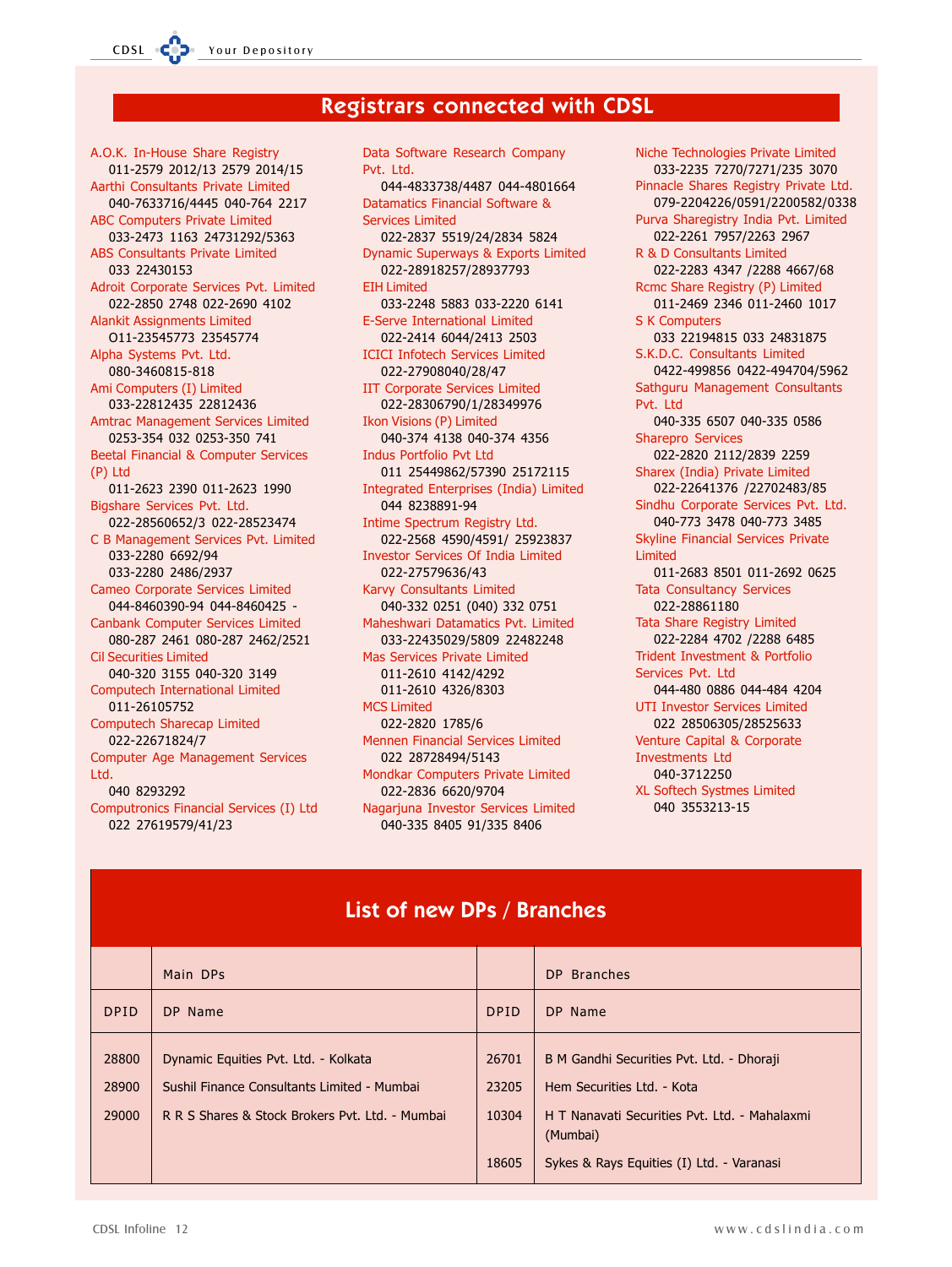# Registrars connected with CDSL

A.O.K. In-House Share Registry
011-2579 2012/13 2579 2014/15

Aarthi Consultants Private Limited
040-7633716/4445 040-764 2217

ABC Computers Private Limited
033-2473 1163 24731292/5363

ABS Consultants Private Limited
033 22430153

Adroit Corporate Services Pvt. Limited
022-2850 2748 022-2690 4102

Alankit Assignments Limited
O11-23545773 23545774

Alpha Systems Pvt. Ltd.
080-3460815-818

Ami Computers (I) Limited
033-22812435 22812436

Amtrac Management Services Limited
0253-354 032 0253-350 741

Beetal Financial & Computer Services (P) Ltd
011-2623 2390 011-2623 1990

Bigshare Services Pvt. Ltd.
022-28560652/3 022-28523474

C B Management Services Pvt. Limited
033-2280 6692/94
033-2280 2486/2937

Cameo Corporate Services Limited
044-8460390-94 044-8460425 -

Canbank Computer Services Limited
080-287 2461 080-287 2462/2521

Cil Securities Limited
040-320 3155 040-320 3149

Computech International Limited
011-26105752

Computech Sharecap Limited
022-22671824/7

Computer Age Management Services Ltd.
040 8293292

Computronics Financial Services (I) Ltd
022 27619579/41/23

Data Software Research Company Pvt. Ltd.
044-4833738/4487 044-4801664

Datamatics Financial Software & Services Limited
022-2837 5519/24/2834 5824

Dynamic Superways & Exports Limited
022-28918257/28937793

EIH Limited
033-2248 5883 033-2220 6141

E-Serve International Limited
022-2414 6044/2413 2503

ICICI Infotech Services Limited
022-27908040/28/47

IIT Corporate Services Limited
022-28306790/1/28349976

Ikon Visions (P) Limited
040-374 4138 040-374 4356

Indus Portfolio Pvt Ltd
011 25449862/57390 25172115

Integrated Enterprises (India) Limited
044 8238891-94

Intime Spectrum Registry Ltd.
022-2568 4590/4591/ 25923837

Investor Services Of India Limited
022-27579636/43

Karvy Consultants Limited
040-332 0251 (040) 332 0751

Maheshwari Datamatics Pvt. Limited
033-22435029/5809 22482248

Mas Services Private Limited
011-2610 4142/4292
011-2610 4326/8303

MCS Limited
022-2820 1785/6

Mennen Financial Services Limited
022 28728494/5143

Mondkar Computers Private Limited
022-2836 6620/9704

Nagarjuna Investor Services Limited
040-335 8405 91/335 8406

Niche Technologies Private Limited
033-2235 7270/7271/235 3070

Pinnacle Shares Registry Private Ltd.
079-2204226/0591/2200582/0338

Purva Sharegistry India Pvt. Limited
022-2261 7957/2263 2967

R & D Consultants Limited
022-2283 4347 /2288 4667/68

Rcmc Share Registry (P) Limited
011-2469 2346 011-2460 1017

S K Computers
033 22194815 033 24831875

S.K.D.C. Consultants Limited
0422-499856 0422-494704/5962

Sathguru Management Consultants Pvt. Ltd
040-335 6507 040-335 0586

Sharepro Services
022-2820 2112/2839 2259

Sharex (India) Private Limited
022-22641376 /22702483/85

Sindhu Corporate Services Pvt. Ltd.
040-773 3478 040-773 3485

Skyline Financial Services Private Limited
011-2683 8501 011-2692 0625

Tata Consultancy Services
022-28861180

Tata Share Registry Limited
022-2284 4702 /2288 6485

Trident Investment & Portfolio Services Pvt. Ltd
044-480 0886 044-484 4204

UTI Investor Services Limited
022 28506305/28525633

Venture Capital & Corporate Investments Ltd
040-3712250

XL Softech Systmes Limited
040 3553213-15

# List of new DPs / Branches

| Main DPs | | DP Branches | |
|---|---|---|---|
| DPID | DP Name | DPID | DP Name |
| 28800 | Dynamic Equities Pvt. Ltd. - Kolkata | 26701 | B M Gandhi Securities Pvt. Ltd. - Dhoraji |
| 28900 | Sushil Finance Consultants Limited - Mumbai | 23205 | Hem Securities Ltd. - Kota |
| 29000 | R R S Shares & Stock Brokers Pvt. Ltd. - Mumbai | 10304 | H T Nanavati Securities Pvt. Ltd. - Mahalaxmi (Mumbai) |
| | | 18605 | Sykes & Rays Equities (I) Ltd. - Varanasi |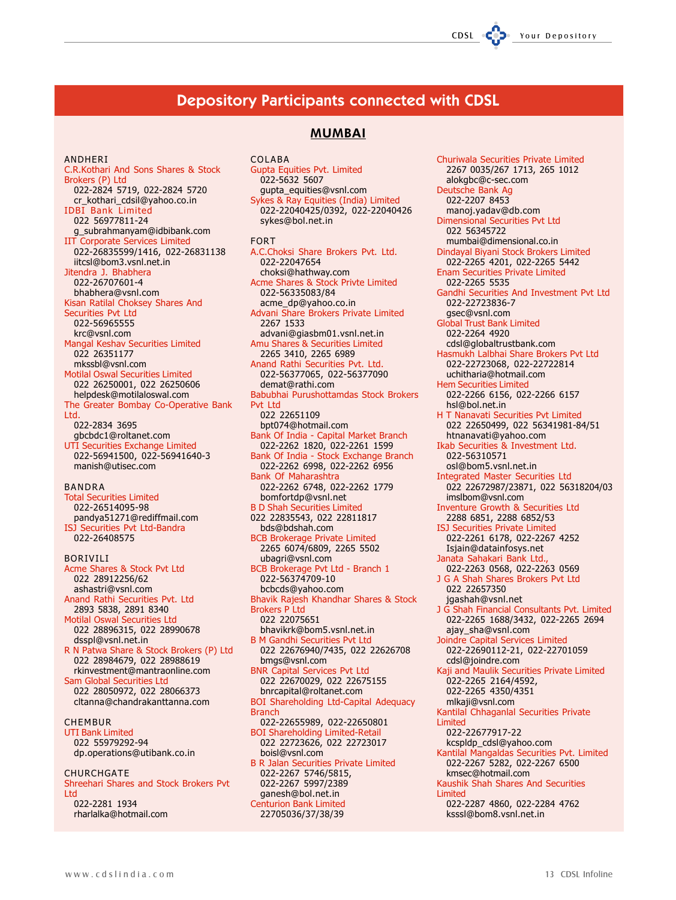# Depository Participants connected with CDSL

## MUMBAI

ANDHERI

C.R.Kothari And Sons Shares & Stock Brokers (P) Ltd
022-2824 5719, 022-2824 5720
cr_kothari_cdsil@yahoo.co.in

IDBI Bank Limited
022 56977811-24
g_subrahmanyam@idbibank.com

IIT Corporate Services Limited
022-26835599/1416, 022-26831138
iitcsl@bom3.vsnl.net.in

Jitendra J. Bhabhera
022-26707601-4
bhabhera@vsnl.com

Kisan Ratilal Choksey Shares And Securities Pvt Ltd
022-56965555
krc@vsnl.com

Mangal Keshav Securities Limited
022 26351177
mkssbl@vsnl.com

Motilal Oswal Securities Limited
022 26250001, 022 26250606
helpdesk@motilaloswal.com

The Greater Bombay Co-Operative Bank Ltd.
022-2834 3695
gbcbdc1@roltanet.com

UTI Securities Exchange Limited
022-56941500, 022-56941640-3
manish@utisec.com

BANDRA

Total Securities Limited
022-26514095-98
pandya51271@rediffmail.com

ISJ Securities Pvt Ltd-Bandra
022-26408575

BORIVILI

Acme Shares & Stock Pvt Ltd
022 28912256/62
ashastri@vsnl.com

Anand Rathi Securities Pvt. Ltd
2893 5838, 2891 8340

Motilal Oswal Securities Ltd
022 28896315, 022 28990678
dsspl@vsnl.net.in

R N Patwa Share & Stock Brokers (P) Ltd
022 28984679, 022 28988619
rkinvestment@mantraonline.com

Sam Global Securities Ltd
022 28050972, 022 28066373
cltanna@chandrakanttanna.com

CHEMBUR

UTI Bank Limited
022 55979292-94
dp.operations@utibank.co.in

CHURCHGATE

Shreehari Shares and Stock Brokers Pvt Ltd
022-2281 1934
rharlalka@hotmail.com

COLABA

Gupta Equities Pvt. Limited
022-5632 5607
gupta_equities@vsnl.com

Sykes & Ray Equities (India) Limited
022-22040425/0392, 022-22040426
sykes@bol.net.in

FORT

A.C.Choksi Share Brokers Pvt. Ltd.
022-22047654
choksi@hathway.com

Acme Shares & Stock Privte Limited
022-56335083/84
acme_dp@yahoo.co.in

Advani Share Brokers Private Limited
2267 1533
advani@giasbm01.vsnl.net.in

Amu Shares & Securities Limited
2265 3410, 2265 6989

Anand Rathi Securities Pvt. Ltd.
022-56377065, 022-56377090
demat@rathi.com

Babubhai Purushottamdas Stock Brokers Pvt Ltd
022 22651109
bpt074@hotmail.com

Bank Of India - Capital Market Branch
022-2262 1820, 022-2261 1599

Bank Of India - Stock Exchange Branch
022-2262 6998, 022-2262 6956

Bank Of Maharashtra
022-2262 6748, 022-2262 1779
bomfortdp@vsnl.net

B D Shah Securities Limited
022 22835543, 022 22811817
bds@bdshah.com

BCB Brokerage Private Limited
2265 6074/6809, 2265 5502
ubagri@vsnl.com

BCB Brokerage Pvt Ltd - Branch 1
022-56374709-10
bcbcds@yahoo.com

Bhavik Rajesh Khandhar Shares & Stock Brokers P Ltd
022 22075651
bhavikrk@bom5.vsnl.net.in

B M Gandhi Securities Pvt Ltd
022 22676940/7435, 022 22626708
bmgs@vsnl.com

BNR Capital Services Pvt Ltd
022 22670029, 022 22675155
bnrcapital@roltanet.com

BOI Shareholding Ltd-Capital Adequacy Branch
022-22655989, 022-22650801

BOI Shareholding Limited-Retail
022 22723626, 022 22723017
boisl@vsnl.com

B R Jalan Securities Private Limited
022-2267 5746/5815,
022-2267 5997/2389
ganesh@bol.net.in

Centurion Bank Limited
22705036/37/38/39

Churiwala Securities Private Limited
2267 0035/267 1713, 265 1012
alokgbc@c-sec.com

Deutsche Bank Ag
022-2207 8453
manoj.yadav@db.com

Dimensional Securities Pvt Ltd
022 56345722
mumbai@dimensional.co.in

Dindayal Biyani Stock Brokers Limited
022-2265 4201, 022-2265 5442

Enam Securities Private Limited
022-2265 5535

Gandhi Securities And Investment Pvt Ltd
022-22723836-7
gsec@vsnl.com

Global Trust Bank Limited
022-2264 4920
cdsl@globaltrustbank.com

Hasmukh Lalbhai Share Brokers Pvt Ltd
022-22723068, 022-22722814
uchitharia@hotmail.com

Hem Securities Limited
022-2266 6156, 022-2266 6157
hsl@bol.net.in

H T Nanavati Securities Pvt Limited
022 22650499, 022 56341981-84/51
htnanavati@yahoo.com

Ikab Securities & Investment Ltd.
022-56310571
osl@bom5.vsnl.net.in

Integrated Master Securities Ltd
022 22672987/23871, 022 56318204/03
imslbom@vsnl.com

Inventure Growth & Securities Ltd
2288 6851, 2288 6852/53

ISJ Securities Private Limited
022-2261 6178, 022-2267 4252
Isjain@datainfosys.net

Janata Sahakari Bank Ltd.,
022-2263 0568, 022-2263 0569

J G A Shah Shares Brokers Pvt Ltd
022 22657350
jgashah@vsnl.net

J G Shah Financial Consultants Pvt. Limited
022-2265 1688/3432, 022-2265 2694
ajay_sha@vsnl.com

Joindre Capital Services Limited
022-22690112-21, 022-22701059
cdsl@joindre.com

Kaji and Maulik Securities Private Limited
022-2265 2164/4592,
022-2265 4350/4351
mlkaji@vsnl.com

Kantilal Chhaganlal Securities Private Limited
022-22677917-22
kcspldp_cdsl@yahoo.com

Kantilal Mangaldas Securities Pvt. Limited
022-2267 5282, 022-2267 6500
kmsec@hotmail.com

Kaushik Shah Shares And Securities Limited
022-2287 4860, 022-2284 4762
ksssl@bom8.vsnl.net.in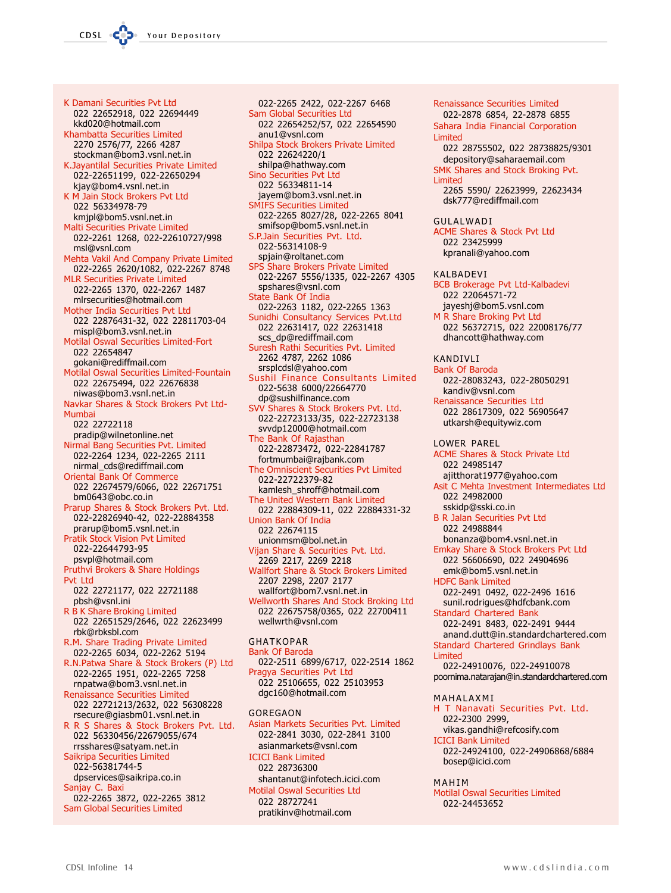K Damani Securities Pvt Ltd
022 22652918, 022 22694449
kkd020@hotmail.com

Khambatta Securities Limited
2270 2576/77, 2266 4287
stockman@bom3.vsnl.net.in

K.Jayantilal Securities Private Limited
022-22651199, 022-22650294
kjay@bom4.vsnl.net.in

K M Jain Stock Brokers Pvt Ltd
022 56334978-79
kmjpl@bom5.vsnl.net.in

Malti Securities Private Limited
022-2261 1268, 022-22610727/998
msl@vsnl.com

Mehta Vakil And Company Private Limited
022-2265 2620/1082, 022-2267 8748

MLR Securities Private Limited
022-2265 1370, 022-2267 1487
mlrsecurities@hotmail.com

Mother India Securities Pvt Ltd
022 22876431-32, 022 22811703-04
mispl@bom3.vsnl.net.in

Motilal Oswal Securities Limited-Fort
022 22654847
gokani@rediffmail.com

Motilal Oswal Securities Limited-Fountain
022 22675494, 022 22676838
niwas@bom3.vsnl.net.in

Navkar Shares & Stock Brokers Pvt Ltd-Mumbai
022 22722118
pradip@wilnetonline.net

Nirmal Bang Securities Pvt. Limited
022-2264 1234, 022-2265 2111
nirmal_cds@rediffmail.com

Oriental Bank Of Commerce
022 22674579/6066, 022 22671751
bm0643@obc.co.in

Prarup Shares & Stock Brokers Pvt. Ltd.
022-22826940-42, 022-22884358
prarup@bom5.vsnl.net.in

Pratik Stock Vision Pvt Limited
022-22644793-95
psvpl@hotmail.com

Pruthvi Brokers & Share Holdings Pvt Ltd
022 22721177, 022 22721188
pbsh@vsnl.ini

R B K Share Broking Limited
022 22651529/2646, 022 22623499
rbk@rbksbl.com

R.M. Share Trading Private Limited
022-2265 6034, 022-2262 5194

R.N.Patwa Share & Stock Brokers (P) Ltd
022-2265 1951, 022-2265 7258
rnpatwa@bom3.vsnl.net.in

Renaissance Securities Limited
022 22721213/2632, 022 56308228
rsecure@giasbm01.vsnl.net.in

R R S Shares & Stock Brokers Pvt. Ltd.
022 56330456/22679055/674
rrsshares@satyam.net.in

Saikripa Securities Limited
022-56381744-5
dpservices@saikripa.co.in

Sanjay C. Baxi
022-2265 3872, 022-2265 3812

Sam Global Securities Limited
022-2265 2422, 022-2267 6468

Sam Global Securities Ltd
022 22654252/57, 022 22654590
anu1@vsnl.com

Shilpa Stock Brokers Private Limited
022 22624220/1
shilpa@hathway.com

Sino Securities Pvt Ltd
022 56334811-14
jayem@bom3.vsnl.net.in

SMIFS Securities Limited
022-2265 8027/28, 022-2265 8041
smifsop@bom5.vsnl.net.in

S.P.Jain Securities Pvt. Ltd.
022-56314108-9
spjain@roltanet.com

SPS Share Brokers Private Limited
022-2267 5556/1335, 022-2267 4305
spshares@vsnl.com

State Bank Of India
022-2263 1182, 022-2265 1363

Sunidhi Consultancy Services Pvt.Ltd
022 22631417, 022 22631418
scs_dp@rediffmail.com

Suresh Rathi Securities Pvt. Limited
2262 4787, 2262 1086
srsplcdsl@yahoo.com

Sushil Finance Consultants Limited
022-5638 6000/22664770
dp@sushilfinance.com

SVV Shares & Stock Brokers Pvt. Ltd.
022-22723133/35, 022-22723138
svvdp12000@hotmail.com

The Bank Of Rajasthan
022-22873472, 022-22841787
fortmumbai@rajbank.com

The Omniscient Securities Pvt Limited
022-22722379-82
kamlesh_shroff@hotmail.com

The United Western Bank Limited
022 22884309-11, 022 22884331-32

Union Bank Of India
022 22674115
unionmsm@bol.net.in

Vijan Share & Securities Pvt. Ltd.
2269 2217, 2269 2218

Wallfort Share & Stock Brokers Limited
2207 2298, 2207 2177
wallfort@bom7.vsnl.net.in

Wellworth Shares And Stock Broking Ltd
022 22675758/0365, 022 22700411
wellwrth@vsnl.com

## GHATKOPAR

Bank Of Baroda
022-2511 6899/6717, 022-2514 1862

Pragya Securities Pvt Ltd
022 25106655, 022 25103953
dgc160@hotmail.com

## GOREGAON

Asian Markets Securities Pvt. Limited
022-2841 3030, 022-2841 3100
asianmarkets@vsnl.com

ICICI Bank Limited
022 28736300
shantanut@infotech.icici.com

Motilal Oswal Securities Ltd
022 28727241
pratikinv@hotmail.com

Renaissance Securities Limited
022-2878 6854, 22-2878 6855

Sahara India Financial Corporation Limited
022 28755502, 022 28738825/9301
depository@saharaemail.com

SMK Shares and Stock Broking Pvt. Limited
2265 5590/ 22623999, 22623434
dsk777@rediffmail.com

## GULALWADI

ACME Shares & Stock Pvt Ltd
022 23425999
kpranali@yahoo.com

## KALBADEVI

BCB Brokerage Pvt Ltd-Kalbadevi
022 22064571-72
jayeshj@bom5.vsnl.com

M R Share Broking Pvt Ltd
022 56372715, 022 22008176/77
dhancott@hathway.com

## KANDIVLI

Bank Of Baroda
022-28083243, 022-28050291
kandiv@vsnl.com

Renaissance Securities Ltd
022 28617309, 022 56905647
utkarsh@equitywiz.com

## LOWER PAREL

ACME Shares & Stock Private Ltd
022 24985147
ajitthorat1977@yahoo.com

Asit C Mehta Investment Intermediates Ltd
022 24982000
sskidp@sski.co.in

B R Jalan Securities Pvt Ltd
022 24988844
bonanza@bom4.vsnl.net.in

Emkay Share & Stock Brokers Pvt Ltd
022 56606690, 022 24904696
emk@bom5.vsnl.net.in

HDFC Bank Limited
022-2491 0492, 022-2496 1616
sunil.rodrigues@hdfcbank.com

Standard Chartered Bank
022-2491 8483, 022-2491 9444
anand.dutt@in.standardchartered.com

Standard Chartered Grindlays Bank Limited
022-24910076, 022-24910078
poornima.natarajan@in.standardchartered.com

## MAHALAXMI

H T Nanavati Securities Pvt. Ltd.
022-2300 2999,
vikas.gandhi@refcosify.com

ICICI Bank Limited
022-24924100, 022-24906868/6884
bosep@icici.com

## MAHIM

Motilal Oswal Securities Limited
022-24453652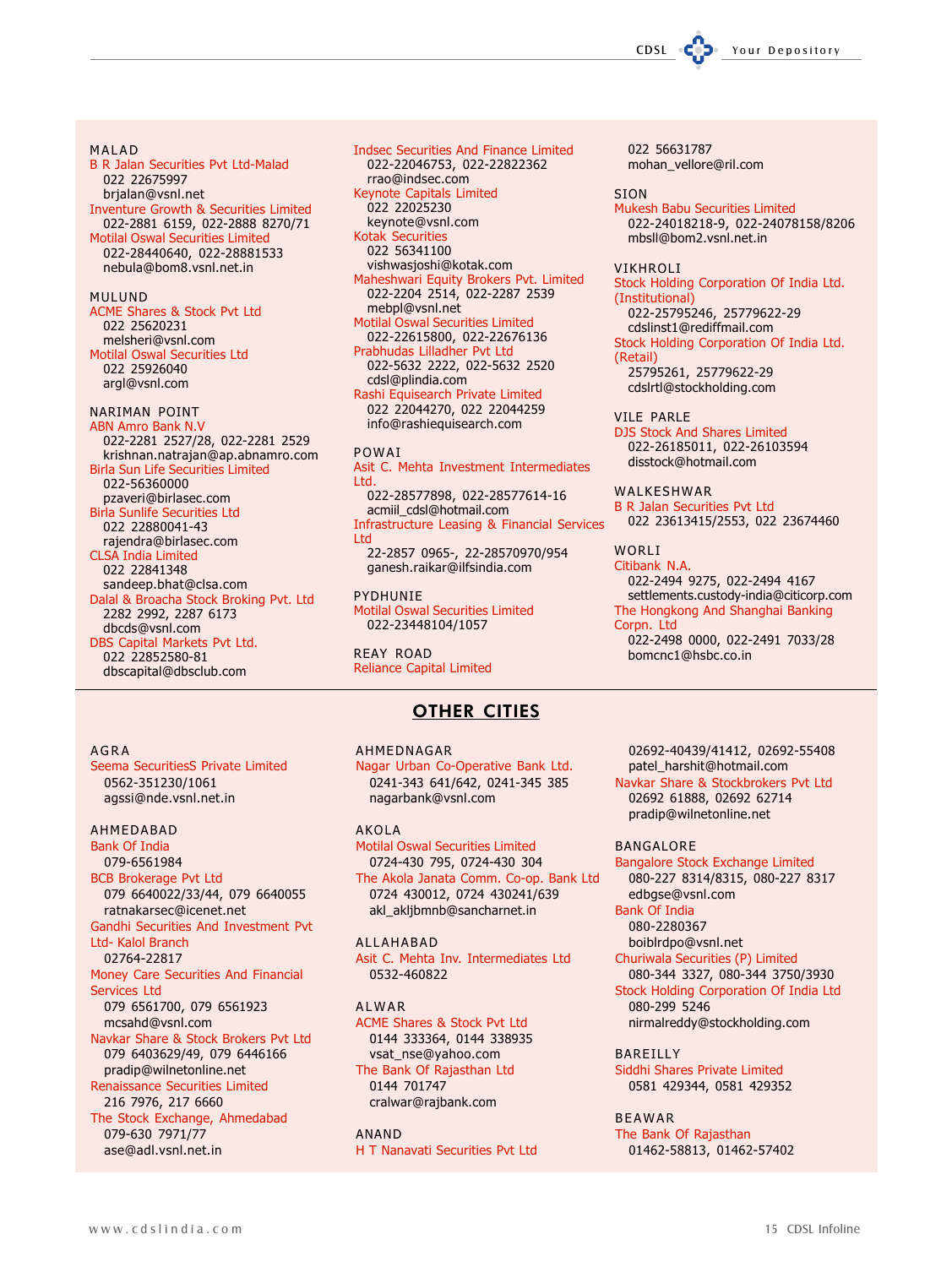MALAD

B R Jalan Securities Pvt Ltd-Malad
022 22675997
brjalan@vsnl.net

Inventure Growth & Securities Limited
022-2881 6159, 022-2888 8270/71

Motilal Oswal Securities Limited
022-28440640, 022-28881533
nebula@bom8.vsnl.net.in

MULUND

ACME Shares & Stock Pvt Ltd
022 25620231
melsheri@vsnl.com

Motilal Oswal Securities Ltd
022 25926040
argl@vsnl.com

NARIMAN POINT

ABN Amro Bank N.V
022-2281 2527/28, 022-2281 2529
krishnan.natrajan@ap.abnamro.com

Birla Sun Life Securities Limited
022-56360000
pzaveri@birlasec.com

Birla Sunlife Securities Ltd
022 22880041-43
rajendra@birlasec.com

CLSA India Limited
022 22841348
sandeep.bhat@clsa.com

Dalal & Broacha Stock Broking Pvt. Ltd
2282 2992, 2287 6173
dbcds@vsnl.com

DBS Capital Markets Pvt Ltd.
022 22852580-81
dbscapital@dbsclub.com

Indsec Securities And Finance Limited
022-22046753, 022-22822362
rrao@indsec.com

Keynote Capitals Limited
022 22025230
keynote@vsnl.com

Kotak Securities
022 56341100
vishwasjoshi@kotak.com

Maheshwari Equity Brokers Pvt. Limited
022-2204 2514, 022-2287 2539
mebpl@vsnl.net

Motilal Oswal Securities Limited
022-22615800, 022-22676136

Prabhudas Lilladher Pvt Ltd
022-5632 2222, 022-5632 2520
cdsl@plindia.com

Rashi Equisearch Private Limited
022 22044270, 022 22044259
info@rashiequisearch.com

POWAI

Asit C. Mehta Investment Intermediates Ltd.
022-28577898, 022-28577614-16
acmiil_cdsl@hotmail.com

Infrastructure Leasing & Financial Services Ltd
22-2857 0965-, 22-28570970/954
ganesh.raikar@ilfsindia.com

PYDHUNIE

Motilal Oswal Securities Limited
022-23448104/1057

REAY ROAD

Reliance Capital Limited
022 56631787
mohan_vellore@ril.com

SION

Mukesh Babu Securities Limited
022-24018218-9, 022-24078158/8206
mbsll@bom2.vsnl.net.in

VIKHROLI

Stock Holding Corporation Of India Ltd. (Institutional)
022-25795246, 25779622-29
cdslinst1@rediffmail.com

Stock Holding Corporation Of India Ltd. (Retail)
25795261, 25779622-29
cdslrtl@stockholding.com

VILE PARLE

DJS Stock And Shares Limited
022-26185011, 022-26103594
disstock@hotmail.com

WALKESHWAR

B R Jalan Securities Pvt Ltd
022 23613415/2553, 022 23674460

WORLI

Citibank N.A.
022-2494 9275, 022-2494 4167
settlements.custody-india@citicorp.com

The Hongkong And Shanghai Banking Corpn. Ltd
022-2498 0000, 022-2491 7033/28
bomcnc1@hsbc.co.in

## OTHER CITIES

AGRA

Seema SecuritiesS Private Limited
0562-351230/1061
agssi@nde.vsnl.net.in

AHMEDABAD

Bank Of India
079-6561984

BCB Brokerage Pvt Ltd
079 6640022/33/44, 079 6640055
ratnakarsec@icenet.net

Gandhi Securities And Investment Pvt Ltd- Kalol Branch
02764-22817

Money Care Securities And Financial Services Ltd
079 6561700, 079 6561923
mcsahd@vsnl.com

Navkar Share & Stock Brokers Pvt Ltd
079 6403629/49, 079 6446166
pradip@wilnetonline.net

Renaissance Securities Limited
216 7976, 217 6660

The Stock Exchange, Ahmedabad
079-630 7971/77
ase@adl.vsnl.net.in

AHMEDNAGAR

Nagar Urban Co-Operative Bank Ltd.
0241-343 641/642, 0241-345 385
nagarbank@vsnl.com

AKOLA

Motilal Oswal Securities Limited
0724-430 795, 0724-430 304

The Akola Janata Comm. Co-op. Bank Ltd
0724 430012, 0724 430241/639
akl_akljbmnb@sancharnet.in

ALLAHABAD

Asit C. Mehta Inv. Intermediates Ltd
0532-460822

ALWAR

ACME Shares & Stock Pvt Ltd
0144 333364, 0144 338935
vsat_nse@yahoo.com

The Bank Of Rajasthan Ltd
0144 701747
cralwar@rajbank.com

ANAND

H T Nanavati Securities Pvt Ltd
02692-40439/41412, 02692-55408
patel_harshit@hotmail.com

Navkar Share & Stockbrokers Pvt Ltd
02692 61888, 02692 62714
pradip@wilnetonline.net

BANGALORE

Bangalore Stock Exchange Limited
080-227 8314/8315, 080-227 8317
edbgse@vsnl.com

Bank Of India
080-2280367
boiblrdpo@vsnl.net

Churiwala Securities (P) Limited
080-344 3327, 080-344 3750/3930

Stock Holding Corporation Of India Ltd
080-299 5246
nirmalreddy@stockholding.com

BAREILLY

Siddhi Shares Private Limited
0581 429344, 0581 429352

BEAWAR

The Bank Of Rajasthan
01462-58813, 01462-57402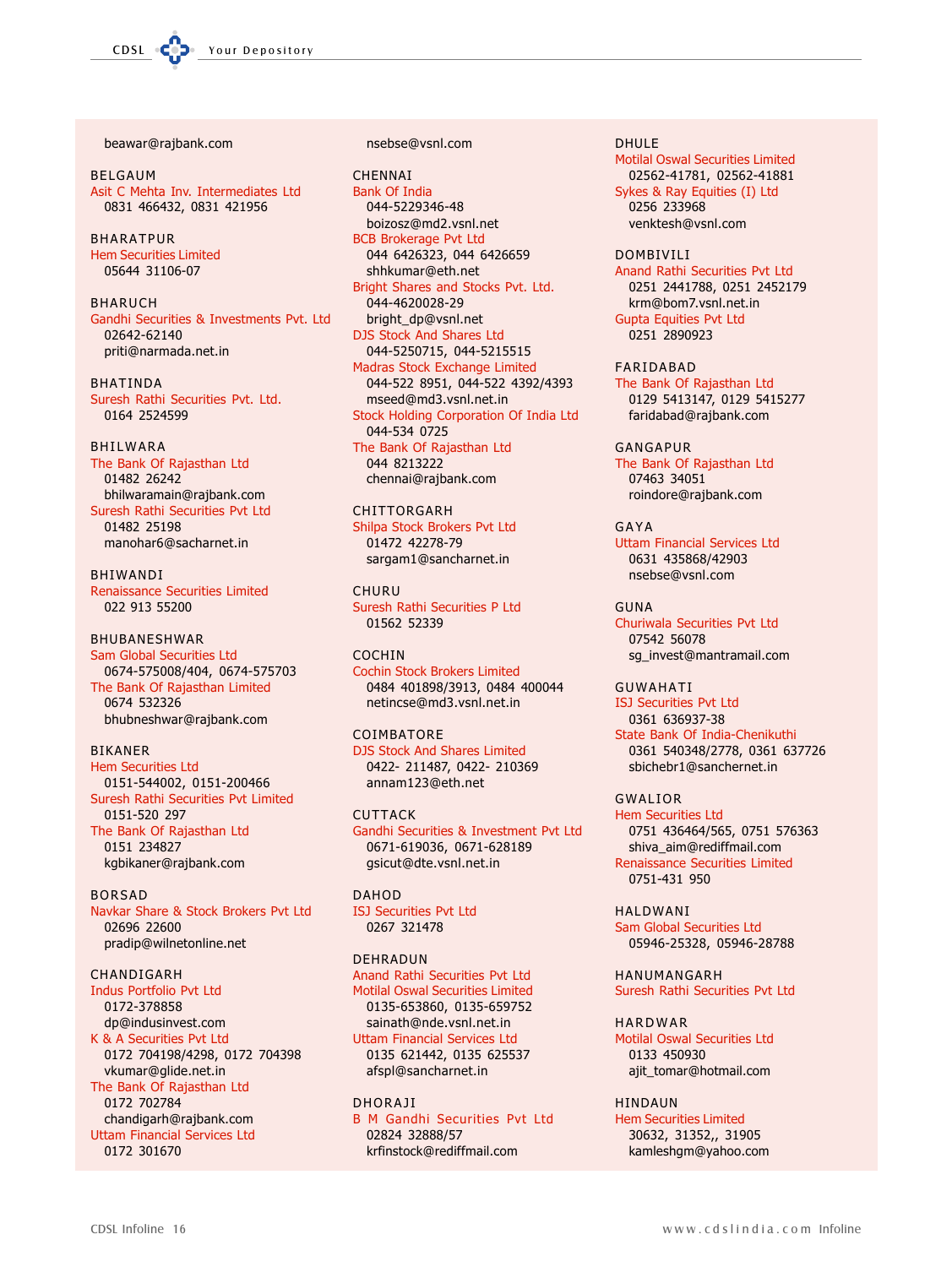beawar@rajbank.com

BELGAUM
Asit C Mehta Inv. Intermediates Ltd
0831 466432, 0831 421956

BHARATPUR
Hem Securities Limited
05644 31106-07

BHARUCH
Gandhi Securities & Investments Pvt. Ltd
02642-62140
priti@narmada.net.in

BHATINDA
Suresh Rathi Securities Pvt. Ltd.
0164 2524599

BHILWARA
The Bank Of Rajasthan Ltd
01482 26242
bhilwaramain@rajbank.com
Suresh Rathi Securities Pvt Ltd
01482 25198
manohar6@sacharnet.in

BHIWANDI
Renaissance Securities Limited
022 913 55200

BHUBANESHWAR
Sam Global Securities Ltd
0674-575008/404, 0674-575703
The Bank Of Rajasthan Limited
0674 532326
bhubneshwar@rajbank.com

BIKANER
Hem Securities Ltd
0151-544002, 0151-200466
Suresh Rathi Securities Pvt Limited
0151-520 297
The Bank Of Rajasthan Ltd
0151 234827
kgbikaner@rajbank.com

BORSAD
Navkar Share & Stock Brokers Pvt Ltd
02696 22600
pradip@wilnetonline.net

CHANDIGARH
Indus Portfolio Pvt Ltd
0172-378858
dp@indusinvest.com
K & A Securities Pvt Ltd
0172 704198/4298, 0172 704398
vkumar@glide.net.in
The Bank Of Rajasthan Ltd
0172 702784
chandigarh@rajbank.com
Uttam Financial Services Ltd
0172 301670
nsebse@vsnl.com

CHENNAI
Bank Of India
044-5229346-48
boizosz@md2.vsnl.net
BCB Brokerage Pvt Ltd
044 6426323, 044 6426659
shhkumar@eth.net
Bright Shares and Stocks Pvt. Ltd.
044-4620028-29
bright_dp@vsnl.net
DJS Stock And Shares Ltd
044-5250715, 044-5215515
Madras Stock Exchange Limited
044-522 8951, 044-522 4392/4393
mseed@md3.vsnl.net.in
Stock Holding Corporation Of India Ltd
044-534 0725
The Bank Of Rajasthan Ltd
044 8213222
chennai@rajbank.com

CHITTORGARH
Shilpa Stock Brokers Pvt Ltd
01472 42278-79
sargam1@sancharnet.in

CHURU
Suresh Rathi Securities P Ltd
01562 52339

COCHIN
Cochin Stock Brokers Limited
0484 401898/3913, 0484 400044
netincse@md3.vsnl.net.in

COIMBATORE
DJS Stock And Shares Limited
0422- 211487, 0422- 210369
annam123@eth.net

CUTTACK
Gandhi Securities & Investment Pvt Ltd
0671-619036, 0671-628189
gsicut@dte.vsnl.net.in

DAHOD
ISJ Securities Pvt Ltd
0267 321478

DEHRADUN
Anand Rathi Securities Pvt Ltd
Motilal Oswal Securities Limited
0135-653860, 0135-659752
sainath@nde.vsnl.net.in
Uttam Financial Services Ltd
0135 621442, 0135 625537
afspl@sancharnet.in

DHORAJI
B M Gandhi Securities Pvt Ltd
02824 32888/57
krfinstock@rediffmail.com

DHULE
Motilal Oswal Securities Limited
02562-41781, 02562-41881
Sykes & Ray Equities (I) Ltd
0256 233968
venktesh@vsnl.com

DOMBIVILI
Anand Rathi Securities Pvt Ltd
0251 2441788, 0251 2452179
krm@bom7.vsnl.net.in
Gupta Equities Pvt Ltd
0251 2890923

FARIDABAD
The Bank Of Rajasthan Ltd
0129 5413147, 0129 5415277
faridabad@rajbank.com

GANGAPUR
The Bank Of Rajasthan Ltd
07463 34051
roindore@rajbank.com

GAYA
Uttam Financial Services Ltd
0631 435868/42903
nsebse@vsnl.com

GUNA
Churiwala Securities Pvt Ltd
07542 56078
sg_invest@mantramail.com

GUWAHATI
ISJ Securities Pvt Ltd
0361 636937-38
State Bank Of India-Chenikuthi
0361 540348/2778, 0361 637726
sbichebr1@sanchernet.in

GWALIOR
Hem Securities Ltd
0751 436464/565, 0751 576363
shiva_aim@rediffmail.com
Renaissance Securities Limited
0751-431 950

HALDWANI
Sam Global Securities Ltd
05946-25328, 05946-28788

HANUMANGARH
Suresh Rathi Securities Pvt Ltd

HARDWAR
Motilal Oswal Securities Ltd
0133 450930
ajit_tomar@hotmail.com

HINDAUN
Hem Securities Limited
30632, 31352,, 31905
kamleshgm@yahoo.com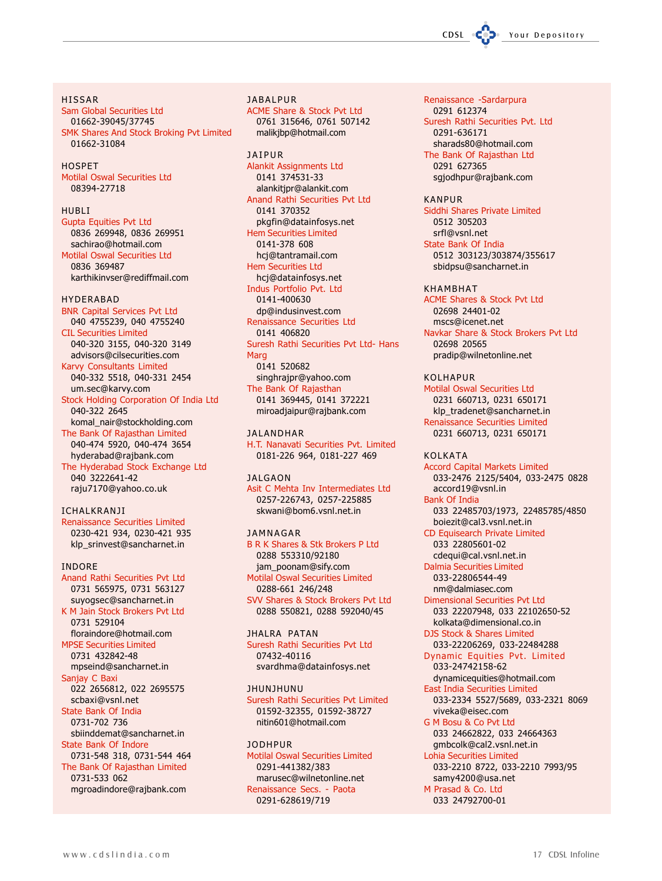HISSAR

Sam Global Securities Ltd
01662-39045/37745

SMK Shares And Stock Broking Pvt Limited
01662-31084

HOSPET

Motilal Oswal Securities Ltd
08394-27718

HUBLI

Gupta Equities Pvt Ltd
0836 269948, 0836 269951
sachirao@hotmail.com

Motilal Oswal Securities Ltd
0836 369487
karthikinvser@rediffmail.com

HYDERABAD

BNR Capital Services Pvt Ltd
040 4755239, 040 4755240

CIL Securities Limited
040-320 3155, 040-320 3149
advisors@cilsecurities.com

Karvy Consultants Limited
040-332 5518, 040-331 2454
um.sec@karvy.com

Stock Holding Corporation Of India Ltd
040-322 2645
komal_nair@stockholding.com

The Bank Of Rajasthan Limited
040-474 5920, 040-474 3654
hyderabad@rajbank.com

The Hyderabad Stock Exchange Ltd
040 3222641-42
raju7170@yahoo.co.uk

ICHALKRANJI

Renaissance Securities Limited
0230-421 934, 0230-421 935
klp_srinvest@sancharnet.in

INDORE

Anand Rathi Securities Pvt Ltd
0731 565975, 0731 563127
suyogsec@sancharnet.in

K M Jain Stock Brokers Pvt Ltd
0731 529104
floraindore@hotmail.com

MPSE Securities Limited
0731 432842-48
mpseind@sancharnet.in

Sanjay C Baxi
022 2656812, 022 2695575
scbaxi@vsnl.net

State Bank Of India
0731-702 736
sbiinddemat@sancharnet.in

State Bank Of Indore
0731-548 318, 0731-544 464

The Bank Of Rajasthan Limited
0731-533 062
mgroadindore@rajbank.com

JABALPUR

ACME Share & Stock Pvt Ltd
0761 315646, 0761 507142
malikjbp@hotmail.com

JAIPUR

Alankit Assignments Ltd
0141 374531-33
alankitjpr@alankit.com

Anand Rathi Securities Pvt Ltd
0141 370352
pkgfin@datainfosys.net

Hem Securities Limited
0141-378 608
hcj@tantramail.com

Hem Securities Ltd
hcj@datainfosys.net

Indus Portfolio Pvt. Ltd
0141-400630
dp@indusinvest.com

Renaissance Securities Ltd
0141 406820

Suresh Rathi Securities Pvt Ltd- Hans Marg
0141 520682
singhrajpr@yahoo.com

The Bank Of Rajasthan
0141 369445, 0141 372221
miroadjaipur@rajbank.com

JALANDHAR

H.T. Nanavati Securities Pvt. Limited
0181-226 964, 0181-227 469

JALGAON

Asit C Mehta Inv Intermediates Ltd
0257-226743, 0257-225885
skwani@bom6.vsnl.net.in

JAMNAGAR

B R K Shares & Stk Brokers P Ltd
0288 553310/92180
jam_poonam@sify.com

Motilal Oswal Securities Limited
0288-661 246/248

SVV Shares & Stock Brokers Pvt Ltd
0288 550821, 0288 592040/45

JHALRA PATAN

Suresh Rathi Securities Pvt Ltd
07432-40116
svardhma@datainfosys.net

JHUNJHUNU

Suresh Rathi Securities Pvt Limited
01592-32355, 01592-38727
nitin601@hotmail.com

JODHPUR

Motilal Oswal Securities Limited
0291-441382/383
marusec@wilnetonline.net

Renaissance Secs. - Paota
0291-628619/719

Renaissance -Sardarpura
0291 612374

Suresh Rathi Securities Pvt. Ltd
0291-636171
sharads80@hotmail.com

The Bank Of Rajasthan Ltd
0291 627365
sgjodhpur@rajbank.com

KANPUR

Siddhi Shares Private Limited
0512 305203
srfl@vsnl.net

State Bank Of India
0512 303123/303874/355617
sbidpsu@sancharnet.in

KHAMBHAT

ACME Shares & Stock Pvt Ltd
02698 24401-02
mscs@icenet.net

Navkar Share & Stock Brokers Pvt Ltd
02698 20565
pradip@wilnetonline.net

KOLHAPUR

Motilal Oswal Securities Ltd
0231 660713, 0231 650171
klp_tradenet@sancharnet.in

Renaissance Securities Limited
0231 660713, 0231 650171

KOLKATA

Accord Capital Markets Limited
033-2476 2125/5404, 033-2475 0828
accord19@vsnl.in

Bank Of India
033 22485703/1973, 22485785/4850
boiezit@cal3.vsnl.net.in

CD Equisearch Private Limited
033 22805601-02
cdequi@cal.vsnl.net.in

Dalmia Securities Limited
033-22806544-49
nm@dalmiasec.com

Dimensional Securities Pvt Ltd
033 22207948, 033 22102650-52
kolkata@dimensional.co.in

DJS Stock & Shares Limited
033-22206269, 033-22484288

Dynamic Equities Pvt. Limited
033-24742158-62
dynamicequities@hotmail.com

East India Securities Limited
033-2334 5527/5689, 033-2321 8069
viveka@eisec.com

G M Bosu & Co Pvt Ltd
033 24662822, 033 24664363
gmbcolk@cal2.vsnl.net.in

Lohia Securities Limited
033-2210 8722, 033-2210 7993/95
samy4200@usa.net

M Prasad & Co. Ltd
033 24792700-01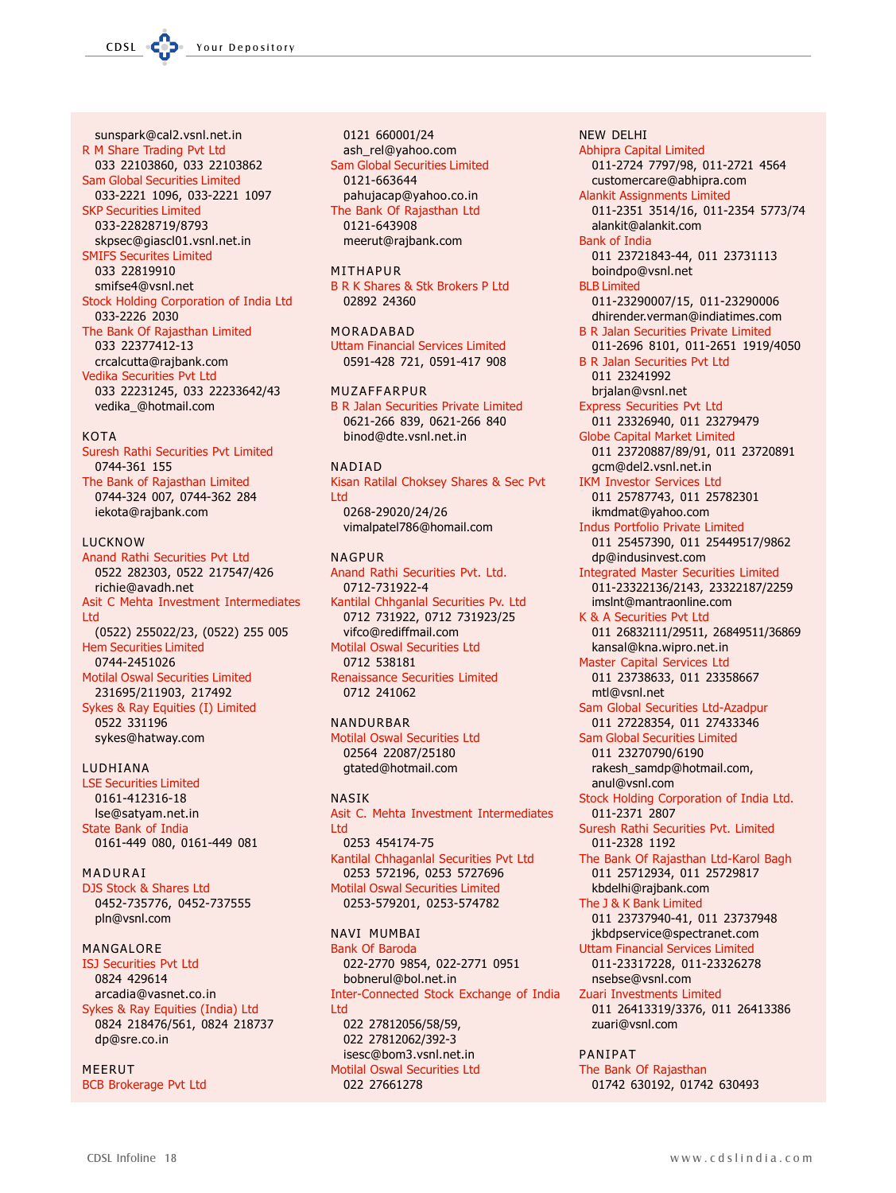sunspark@cal2.vsnl.net.in

R M Share Trading Pvt Ltd
033 22103860, 033 22103862

Sam Global Securities Limited
033-2221 1096, 033-2221 1097

SKP Securities Limited
033-22828719/8793
skpsec@giascl01.vsnl.net.in

SMIFS Secutes Limited
033 22819910
smifse4@vsnl.net

Stock Holding Corporation of India Ltd
033-2226 2030

The Bank Of Rajasthan Limited
033 22377412-13
crcalcutta@rajbank.com

Vedika Securities Pvt Ltd
033 22231245, 033 22233642/43
vedika_@hotmail.com

KOTA

Suresh Rathi Securities Pvt Limited
0744-361 155

The Bank of Rajasthan Limited
0744-324 007, 0744-362 284
iekota@rajbank.com

LUCKNOW

Anand Rathi Securities Pvt Ltd
0522 282303, 0522 217547/426
richie@avadh.net

Asit C Mehta Investment Intermediates Ltd
(0522) 255022/23, (0522) 255 005

Hem Securities Limited
0744-2451026

Motilal Oswal Securities Limited
231695/211903, 217492

Sykes & Ray Equities (I) Limited
0522 331196
sykes@hatway.com

LUDHIANA

LSE Securities Limited
0161-412316-18
lse@satyam.net.in

State Bank of India
0161-449 080, 0161-449 081

MADURAI

DJS Stock & Shares Ltd
0452-735776, 0452-737555
pln@vsnl.com

MANGALORE

ISJ Securities Pvt Ltd
0824 429614
arcadia@vasnet.co.in

Sykes & Ray Equities (India) Ltd
0824 218476/561, 0824 218737
dp@sre.co.in

MEERUT

BCB Brokerage Pvt Ltd
0121 660001/24
ash_rel@yahoo.com

Sam Global Securities Limited
0121-663644
pahujacap@yahoo.co.in

The Bank Of Rajasthan Ltd
0121-643908
meerut@rajbank.com

MITHAPUR

B R K Shares & Stk Brokers P Ltd
02892 24360

MORADABAD

Uttam Financial Services Limited
0591-428 721, 0591-417 908

MUZAFFARPUR

B R Jalan Securities Private Limited
0621-266 839, 0621-266 840
binod@dte.vsnl.net.in

NADIAD

Kisan Ratilal Choksey Shares & Sec Pvt Ltd
0268-29020/24/26
vimalpatel786@homail.com

NAGPUR

Anand Rathi Securities Pvt. Ltd.
0712-731922-4

Kantilal Chhganlal Securities Pv. Ltd
0712 731922, 0712 731923/25
vifco@rediffmail.com

Motilal Oswal Securities Ltd
0712 538181

Renaissance Securities Limited
0712 241062

NANDURBAR

Motilal Oswal Securities Ltd
02564 22087/25180
gtated@hotmail.com

NASIK

Asit C. Mehta Investment Intermediates Ltd
0253 454174-75

Kantilal Chhaganlal Securities Pvt Ltd
0253 572196, 0253 5727696

Motilal Oswal Securities Limited
0253-579201, 0253-574782

NAVI MUMBAI

Bank Of Baroda
022-2770 9854, 022-2771 0951
bobnerul@bol.net.in

Inter-Connected Stock Exchange of India Ltd
022 27812056/58/59,
022 27812062/392-3
isesc@bom3.vsnl.net.in

Motilal Oswal Securities Ltd
022 27661278

NEW DELHI

Abhipra Capital Limited
011-2724 7797/98, 011-2721 4564
customercare@abhipra.com

Alankit Assignments Limited
011-2351 3514/16, 011-2354 5773/74
alankit@alankit.com

Bank of India
011 23721843-44, 011 23731113
boindpo@vsnl.net

BLB Limited
011-23290007/15, 011-23290006
dhirender.verman@indiatimes.com

B R Jalan Securities Private Limited
011-2696 8101, 011-2651 1919/4050

B R Jalan Securities Pvt Ltd
011 23241992
brjalan@vsnl.net

Express Securities Pvt Ltd
011 23326940, 011 23279479

Globe Capital Market Limited
011 23720887/89/91, 011 23720891
gcm@del2.vsnl.net.in

IKM Investor Services Ltd
011 25787743, 011 25782301
ikmdmat@yahoo.com

Indus Portfolio Private Limited
011 25457390, 011 25449517/9862
dp@indusinvest.com

Integrated Master Securities Limited
011-23322136/2143, 23322187/2259
imslnt@mantraonline.com

K & A Securities Pvt Ltd
011 26832111/29511, 26849511/36869
kansal@kna.wipro.net.in

Master Capital Services Ltd
011 23738633, 011 23358667
mtl@vsnl.net

Sam Global Securities Ltd-Azadpur
011 27228354, 011 27433346

Sam Global Securities Limited
011 23270790/6190
rakesh_samdp@hotmail.com,
anul@vsnl.com

Stock Holding Corporation of India Ltd.
011-2371 2807

Suresh Rathi Securities Pvt. Limited
011-2328 1192

The Bank Of Rajasthan Ltd-Karol Bagh
011 25712934, 011 25729817
kbdelhi@rajbank.com

The J & K Bank Limited
011 23737940-41, 011 23737948
jkbdpservice@spectranet.com

Uttam Financial Services Limited
011-23317228, 011-23326278
nsebse@vsnl.com

Zuari Investments Limited
011 26413319/3376, 011 26413386
zuari@vsnl.com

PANIPAT

The Bank Of Rajasthan
01742 630192, 01742 630493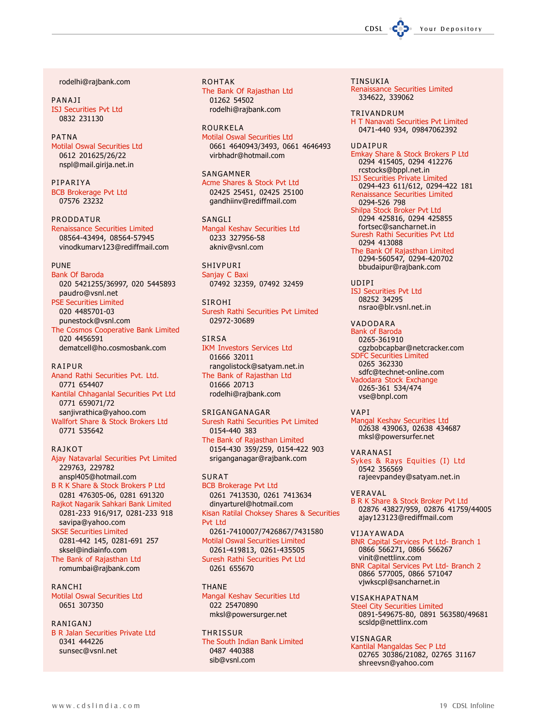rodelhi@rajbank.com

PANAJI
ISJ Securities Pvt Ltd
0832 231130

PATNA
Motilal Oswal Securities Ltd
0612 201625/26/22
nspl@mail.girija.net.in

PIPARIYA
BCB Brokerage Pvt Ltd
07576 23232

PRODDATUR
Renaissance Securities Limited
08564-43494, 08564-57945
vinodkumarv123@rediffmail.com

PUNE
Bank Of Baroda
020 5421255/36997, 020 5445893
paudro@vsnl.net
PSE Securities Limited
020 4485701-03
punestock@vsnl.com
The Cosmos Cooperative Bank Limited
020 4456591
dematcell@ho.cosmosbank.com

RAIPUR
Anand Rathi Securities Pvt. Ltd.
0771 654407
Kantilal Chhaganlal Securities Pvt Ltd
0771 659071/72
sanjivrathica@yahoo.com
Wallfort Share & Stock Brokers Ltd
0771 535642

RAJKOT
Ajay Natavarlal Securities Pvt Limited
229763, 229782
anspl405@hotmail.com
B R K Share & Stock Brokers P Ltd
0281 476305-06, 0281 691320
Rajkot Nagarik Sahkari Bank Limited
0281-233 916/917, 0281-233 918
savipa@yahoo.com
SKSE Securities Limited
0281-442 145, 0281-691 257
sksel@indiainfo.com
The Bank of Rajasthan Ltd
romumbai@rajbank.com

RANCHI
Motilal Oswal Securities Ltd
0651 307350

RANIGANJ
B R Jalan Securities Private Ltd
0341 444226
sunsec@vsnl.net

ROHTAK
The Bank Of Rajasthan Ltd
01262 54502
rodelhi@rajbank.com

ROURKELA
Motilal Oswal Securities Ltd
0661 4640943/3493, 0661 4646493
virbhadr@hotmail.com

SANGAMNER
Acme Shares & Stock Pvt Ltd
02425 25451, 02425 25100
gandhiinv@rediffmail.com

SANGLI
Mangal Keshav Securities Ltd
0233 327956-58
akniv@vsnl.com

SHIVPURI
Sanjay C Baxi
07492 32359, 07492 32459

SIROHI
Suresh Rathi Securities Pvt Limited
02972-30689

SIRSA
IKM Investors Services Ltd
01666 32011
rangolistock@satyam.net.in
The Bank of Rajasthan Ltd
01666 20713
rodelhi@rajbank.com

SRIGANGANAGAR
Suresh Rathi Securities Pvt Limited
0154-440 383
The Bank of Rajasthan Limited
0154-430 359/259, 0154-422 903
sriganganagar@rajbank.com

SURAT
BCB Brokerage Pvt Ltd
0261 7413530, 0261 7413634
dinyarturel@hotmail.com
Kisan Ratilal Choksey Shares & Securities Pvt Ltd
0261-7410007/7426867/7431580
Motilal Oswal Securities Limited
0261-419813, 0261-435505
Suresh Rathi Securities Pvt Ltd
0261 655670

THANE
Mangal Keshav Securities Ltd
022 25470890
mksl@powersurger.net

THRISSUR
The South Indian Bank Limited
0487 440388
sib@vsnl.com

TINSUKIA
Renaissance Securities Limited
334622, 339062

TRIVANDRUM
H T Nanavati Securities Pvt Limited
0471-440 934, 09847062392

UDAIPUR
Emkay Share & Stock Brokers P Ltd
0294 415405, 0294 412276
rcstocks@bppl.net.in
ISJ Securities Private Limited
0294-423 611/612, 0294-422 181
Renaissance Securities Limited
0294-526 798
Shilpa Stock Broker Pvt Ltd
0294 425816, 0294 425855
fortsec@sancharnet.in
Suresh Rathi Securities Pvt Ltd
0294 413088
The Bank Of Rajasthan Limited
0294-560547, 0294-420702
bbudaipur@rajbank.com

UDIPI
ISJ Securities Pvt Ltd
08252 34295
nsrao@blr.vsnl.net.in

VADODARA
Bank of Baroda
0265-361910
cgzbobcapbar@netcracker.com
SDFC Securities Limited
0265 362330
sdfc@technet-online.com
Vadodara Stock Exchange
0265-361 534/474
vse@bnpl.com

VAPI
Mangal Keshav Securities Ltd
02638 439063, 02638 434687
mksl@powersurfer.net

VARANASI
Sykes & Rays Equities (I) Ltd
0542 356569
rajeevpandey@satyam.net.in

VERAVAL
B R K Share & Stock Broker Pvt Ltd
02876 43827/959, 02876 41759/44005
ajay123123@rediffmail.com

VIJAYAWADA
BNR Capital Services Pvt Ltd- Branch 1
0866 566271, 0866 566267
vinit@nettlinx.com
BNR Capital Services Pvt Ltd- Branch 2
0866 577005, 0866 571047
vjwkscpl@sancharnet.in

VISAKHAPATNAM
Steel City Securities Limited
0891-549675-80, 0891 563580/49681
scsldp@nettlinx.com

VISNAGAR
Kantilal Mangaldas Sec P Ltd
02765 30386/21082, 02765 31167
shreevsn@yahoo.com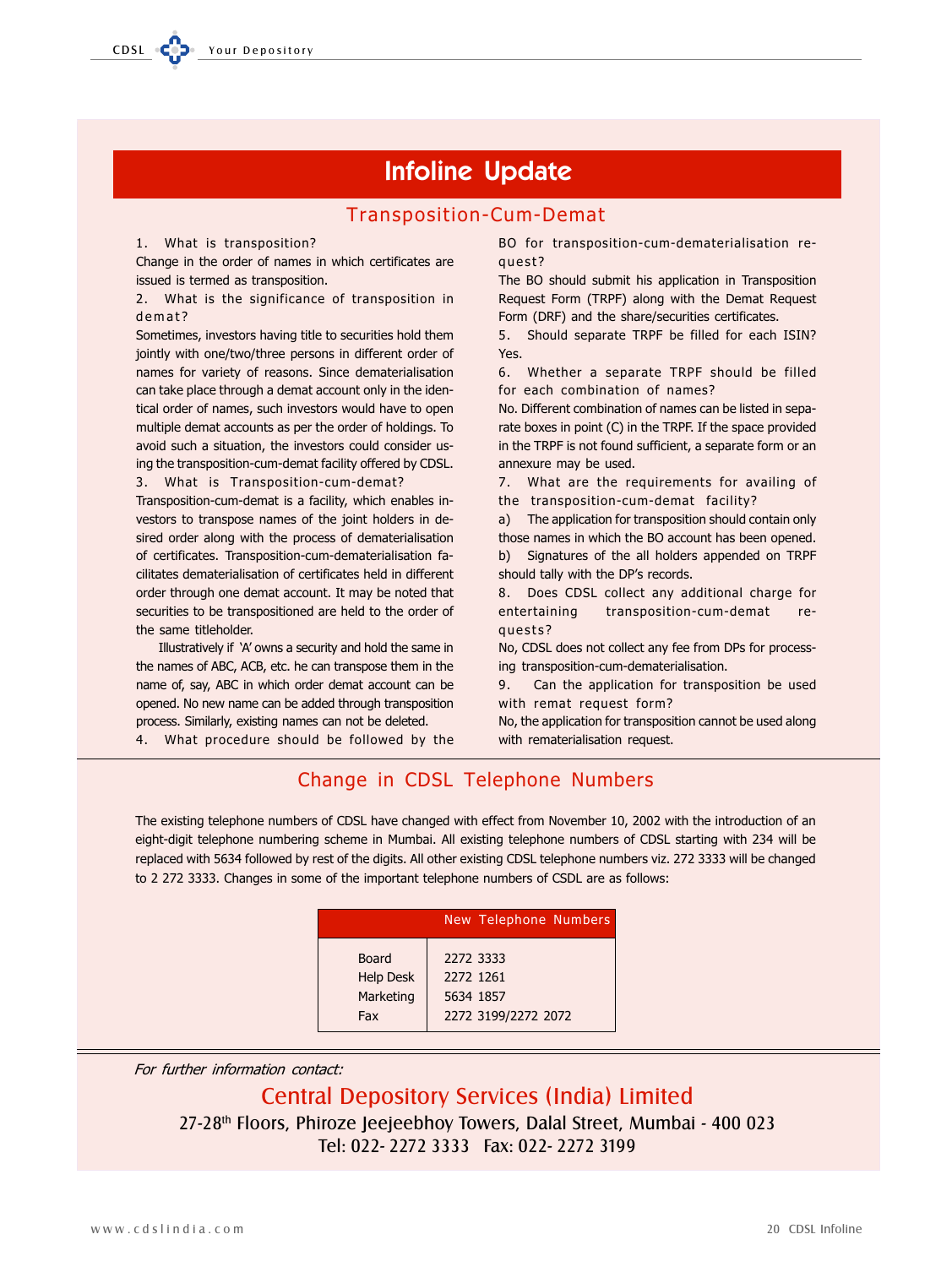# Infoline Update

## Transposition-Cum-Demat

1. What is transposition?

Change in the order of names in which certificates are issued is termed as transposition.

2. What is the significance of transposition in demat?

Sometimes, investors having title to securities hold them jointly with one/two/three persons in different order of names for variety of reasons. Since dematerialisation can take place through a demat account only in the identical order of names, such investors would have to open multiple demat accounts as per the order of holdings. To avoid such a situation, the investors could consider using the transposition-cum-demat facility offered by CDSL.

3. What is Transposition-cum-demat?

Transposition-cum-demat is a facility, which enables investors to transpose names of the joint holders in desired order along with the process of dematerialisation of certificates. Transposition-cum-dematerialisation facilitates dematerialisation of certificates held in different order through one demat account. It may be noted that securities to be transpositioned are held to the order of the same titleholder.

Illustratively if 'A' owns a security and hold the same in the names of ABC, ACB, etc. he can transpose them in the name of, say, ABC in which order demat account can be opened. No new name can be added through transposition process. Similarly, existing names can not be deleted.

4. What procedure should be followed by the BO for transposition-cum-dematerialisation request?

The BO should submit his application in Transposition Request Form (TRPF) along with the Demat Request Form (DRF) and the share/securities certificates.

5. Should separate TRPF be filled for each ISIN?

Yes.

6. Whether a separate TRPF should be filled for each combination of names?

No. Different combination of names can be listed in separate boxes in point (C) in the TRPF. If the space provided in the TRPF is not found sufficient, a separate form or an annexure may be used.

7. What are the requirements for availing of the transposition-cum-demat facility?

a) The application for transposition should contain only those names in which the BO account has been opened.

b) Signatures of the all holders appended on TRPF should tally with the DP's records.

8. Does CDSL collect any additional charge for entertaining transposition-cum-demat requests?

No, CDSL does not collect any fee from DPs for processing transposition-cum-dematerialisation.

9. Can the application for transposition be used with remat request form?

No, the application for transposition cannot be used along with rematerialisation request.

## Change in CDSL Telephone Numbers

The existing telephone numbers of CDSL have changed with effect from November 10, 2002 with the introduction of an eight-digit telephone numbering scheme in Mumbai. All existing telephone numbers of CDSL starting with 234 will be replaced with 5634 followed by rest of the digits. All other existing CDSL telephone numbers viz. 272 3333 will be changed to 2 272 3333. Changes in some of the important telephone numbers of CSDL are as follows:

| | New Telephone Numbers |
|---|---|
| Board | 2272 3333 |
| Help Desk | 2272 1261 |
| Marketing | 5634 1857 |
| Fax | 2272 3199/2272 2072 |

*For further information contact:*

**Central Depository Services (India) Limited**

27-28th Floors, Phiroze Jeejeebhoy Towers, Dalal Street, Mumbai - 400 023

Tel: 022- 2272 3333 Fax: 022- 2272 3199